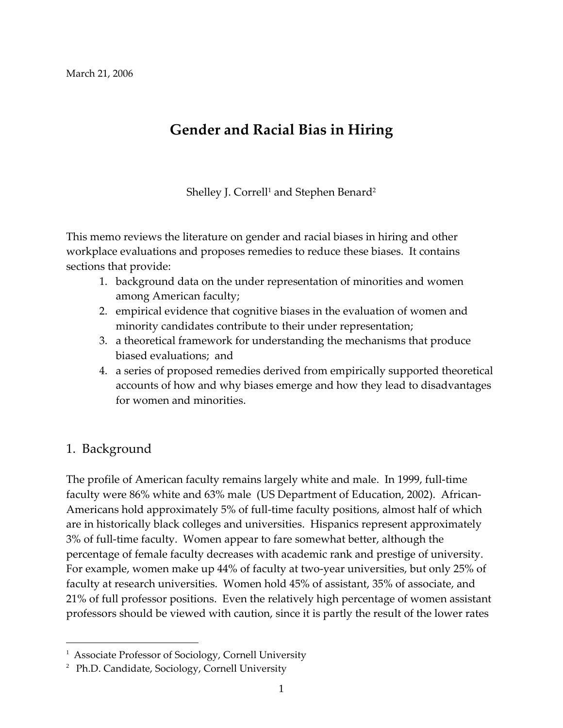March 21, 2006

# Gender and Racial Bias in Hiring

Shelley J. Correll[1] and Stephen Benard[2]

This memo reviews the literature on gender and racial biases in hiring and other workplace evaluations and proposes remedies to reduce these biases. It contains sections that provide:

1. background data on the under representation of minorities and women among American faculty;
2. empirical evidence that cognitive biases in the evaluation of women and minority candidates contribute to their under representation;
3. a theoretical framework for understanding the mechanisms that produce biased evaluations; and
4. a series of proposed remedies derived from empirically supported theoretical accounts of how and why biases emerge and how they lead to disadvantages for women and minorities.

## 1. Background

The profile of American faculty remains largely white and male. In 1999, full-time faculty were 86% white and 63% male (US Department of Education, 2002). African-Americans hold approximately 5% of full-time faculty positions, almost half of which are in historically black colleges and universities. Hispanics represent approximately 3% of full-time faculty. Women appear to fare somewhat better, although the percentage of female faculty decreases with academic rank and prestige of university. For example, women make up 44% of faculty at two-year universities, but only 25% of faculty at research universities. Women hold 45% of assistant, 35% of associate, and 21% of full professor positions. Even the relatively high percentage of women assistant professors should be viewed with caution, since it is partly the result of the lower rates

---

[1] Associate Professor of Sociology, Cornell University

[2] Ph.D. Candidate, Sociology, Cornell University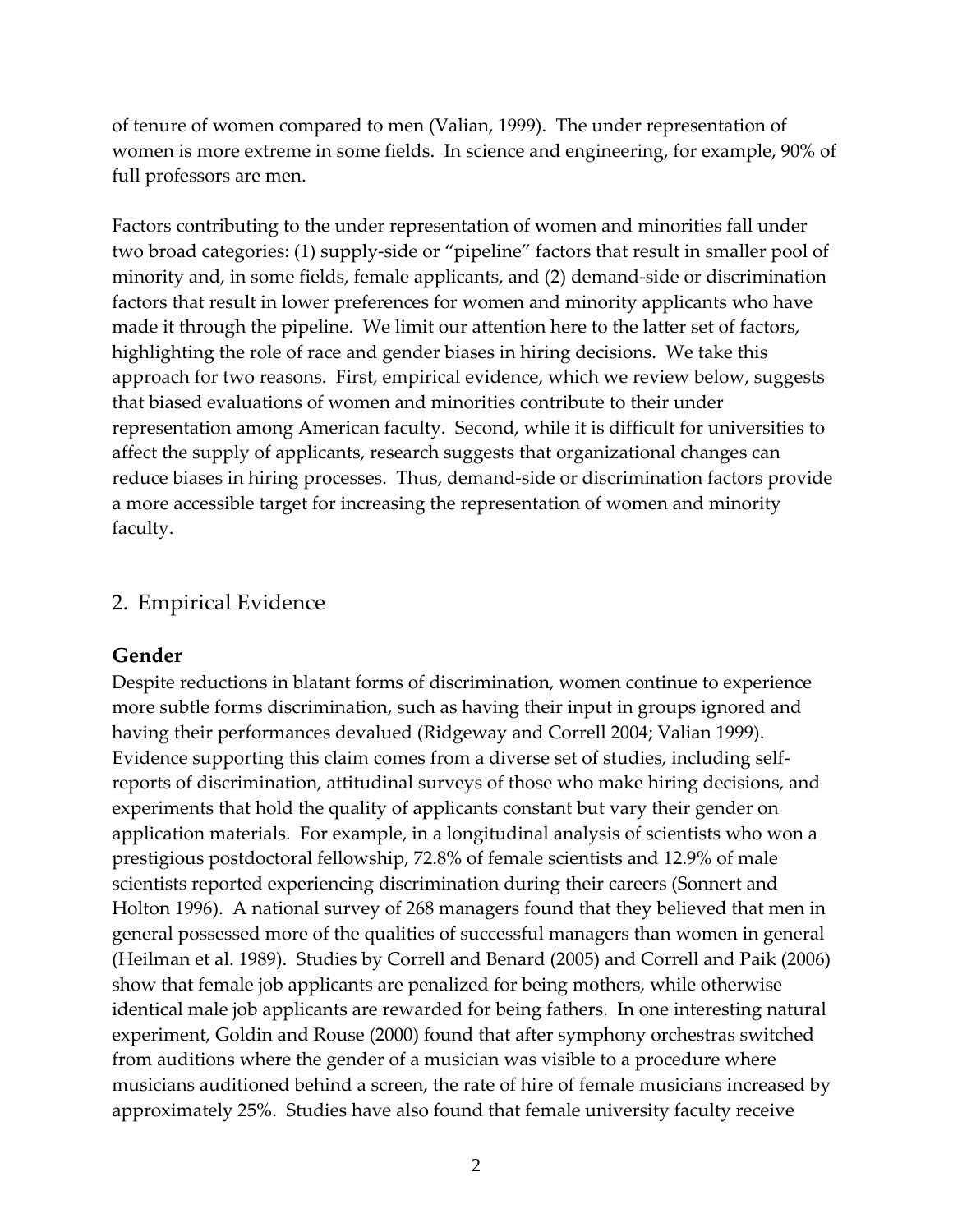of tenure of women compared to men (Valian, 1999). The under representation of women is more extreme in some fields. In science and engineering, for example, 90% of full professors are men.

Factors contributing to the under representation of women and minorities fall under two broad categories: (1) supply-side or "pipeline" factors that result in smaller pool of minority and, in some fields, female applicants, and (2) demand-side or discrimination factors that result in lower preferences for women and minority applicants who have made it through the pipeline. We limit our attention here to the latter set of factors, highlighting the role of race and gender biases in hiring decisions. We take this approach for two reasons. First, empirical evidence, which we review below, suggests that biased evaluations of women and minorities contribute to their under representation among American faculty. Second, while it is difficult for universities to affect the supply of applicants, research suggests that organizational changes can reduce biases in hiring processes. Thus, demand-side or discrimination factors provide a more accessible target for increasing the representation of women and minority faculty.

## 2. Empirical Evidence

### Gender

Despite reductions in blatant forms of discrimination, women continue to experience more subtle forms discrimination, such as having their input in groups ignored and having their performances devalued (Ridgeway and Correll 2004; Valian 1999). Evidence supporting this claim comes from a diverse set of studies, including self-reports of discrimination, attitudinal surveys of those who make hiring decisions, and experiments that hold the quality of applicants constant but vary their gender on application materials. For example, in a longitudinal analysis of scientists who won a prestigious postdoctoral fellowship, 72.8% of female scientists and 12.9% of male scientists reported experiencing discrimination during their careers (Sonnert and Holton 1996). A national survey of 268 managers found that they believed that men in general possessed more of the qualities of successful managers than women in general (Heilman et al. 1989). Studies by Correll and Benard (2005) and Correll and Paik (2006) show that female job applicants are penalized for being mothers, while otherwise identical male job applicants are rewarded for being fathers. In one interesting natural experiment, Goldin and Rouse (2000) found that after symphony orchestras switched from auditions where the gender of a musician was visible to a procedure where musicians auditioned behind a screen, the rate of hire of female musicians increased by approximately 25%. Studies have also found that female university faculty receive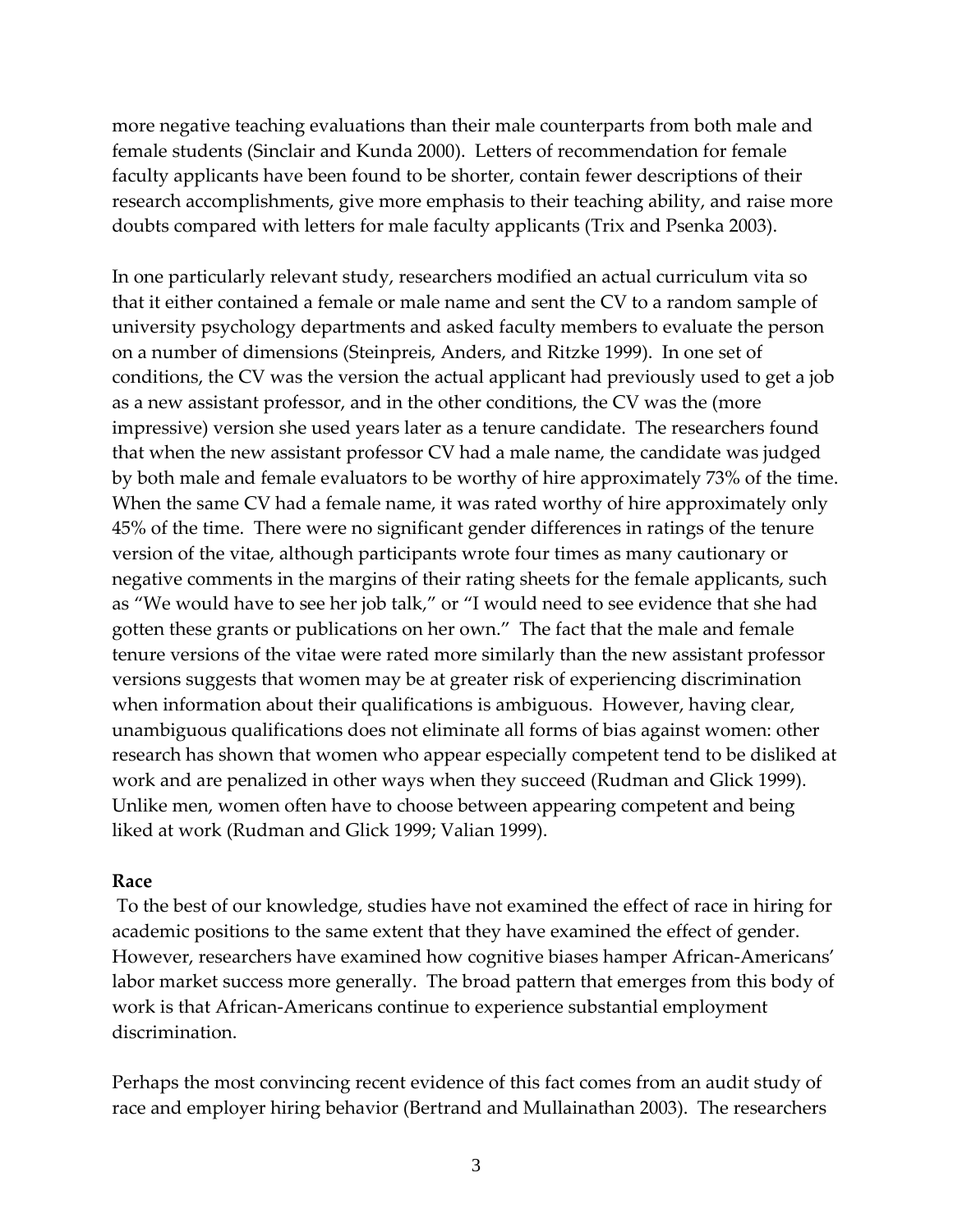more negative teaching evaluations than their male counterparts from both male and female students (Sinclair and Kunda 2000). Letters of recommendation for female faculty applicants have been found to be shorter, contain fewer descriptions of their research accomplishments, give more emphasis to their teaching ability, and raise more doubts compared with letters for male faculty applicants (Trix and Psenka 2003).

In one particularly relevant study, researchers modified an actual curriculum vita so that it either contained a female or male name and sent the CV to a random sample of university psychology departments and asked faculty members to evaluate the person on a number of dimensions (Steinpreis, Anders, and Ritzke 1999). In one set of conditions, the CV was the version the actual applicant had previously used to get a job as a new assistant professor, and in the other conditions, the CV was the (more impressive) version she used years later as a tenure candidate. The researchers found that when the new assistant professor CV had a male name, the candidate was judged by both male and female evaluators to be worthy of hire approximately 73% of the time. When the same CV had a female name, it was rated worthy of hire approximately only 45% of the time. There were no significant gender differences in ratings of the tenure version of the vitae, although participants wrote four times as many cautionary or negative comments in the margins of their rating sheets for the female applicants, such as "We would have to see her job talk," or "I would need to see evidence that she had gotten these grants or publications on her own." The fact that the male and female tenure versions of the vitae were rated more similarly than the new assistant professor versions suggests that women may be at greater risk of experiencing discrimination when information about their qualifications is ambiguous. However, having clear, unambiguous qualifications does not eliminate all forms of bias against women: other research has shown that women who appear especially competent tend to be disliked at work and are penalized in other ways when they succeed (Rudman and Glick 1999). Unlike men, women often have to choose between appearing competent and being liked at work (Rudman and Glick 1999; Valian 1999).

**Race**

To the best of our knowledge, studies have not examined the effect of race in hiring for academic positions to the same extent that they have examined the effect of gender. However, researchers have examined how cognitive biases hamper African-Americans' labor market success more generally. The broad pattern that emerges from this body of work is that African-Americans continue to experience substantial employment discrimination.

Perhaps the most convincing recent evidence of this fact comes from an audit study of race and employer hiring behavior (Bertrand and Mullainathan 2003). The researchers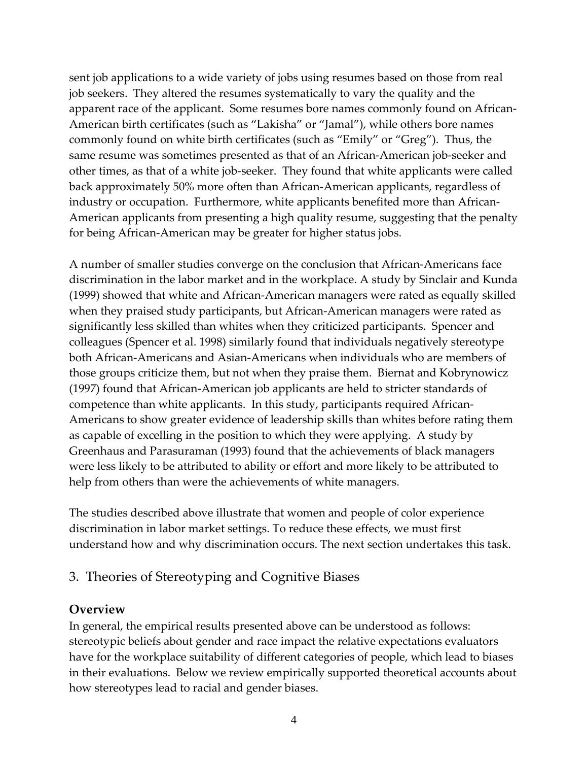sent job applications to a wide variety of jobs using resumes based on those from real job seekers. They altered the resumes systematically to vary the quality and the apparent race of the applicant. Some resumes bore names commonly found on African-American birth certificates (such as "Lakisha" or "Jamal"), while others bore names commonly found on white birth certificates (such as "Emily" or "Greg"). Thus, the same resume was sometimes presented as that of an African-American job-seeker and other times, as that of a white job-seeker. They found that white applicants were called back approximately 50% more often than African-American applicants, regardless of industry or occupation. Furthermore, white applicants benefited more than African-American applicants from presenting a high quality resume, suggesting that the penalty for being African-American may be greater for higher status jobs.

A number of smaller studies converge on the conclusion that African-Americans face discrimination in the labor market and in the workplace. A study by Sinclair and Kunda (1999) showed that white and African-American managers were rated as equally skilled when they praised study participants, but African-American managers were rated as significantly less skilled than whites when they criticized participants. Spencer and colleagues (Spencer et al. 1998) similarly found that individuals negatively stereotype both African-Americans and Asian-Americans when individuals who are members of those groups criticize them, but not when they praise them. Biernat and Kobrynowicz (1997) found that African-American job applicants are held to stricter standards of competence than white applicants. In this study, participants required African-Americans to show greater evidence of leadership skills than whites before rating them as capable of excelling in the position to which they were applying. A study by Greenhaus and Parasuraman (1993) found that the achievements of black managers were less likely to be attributed to ability or effort and more likely to be attributed to help from others than were the achievements of white managers.

The studies described above illustrate that women and people of color experience discrimination in labor market settings. To reduce these effects, we must first understand how and why discrimination occurs. The next section undertakes this task.

## 3. Theories of Stereotyping and Cognitive Biases

### Overview

In general, the empirical results presented above can be understood as follows: stereotypic beliefs about gender and race impact the relative expectations evaluators have for the workplace suitability of different categories of people, which lead to biases in their evaluations. Below we review empirically supported theoretical accounts about how stereotypes lead to racial and gender biases.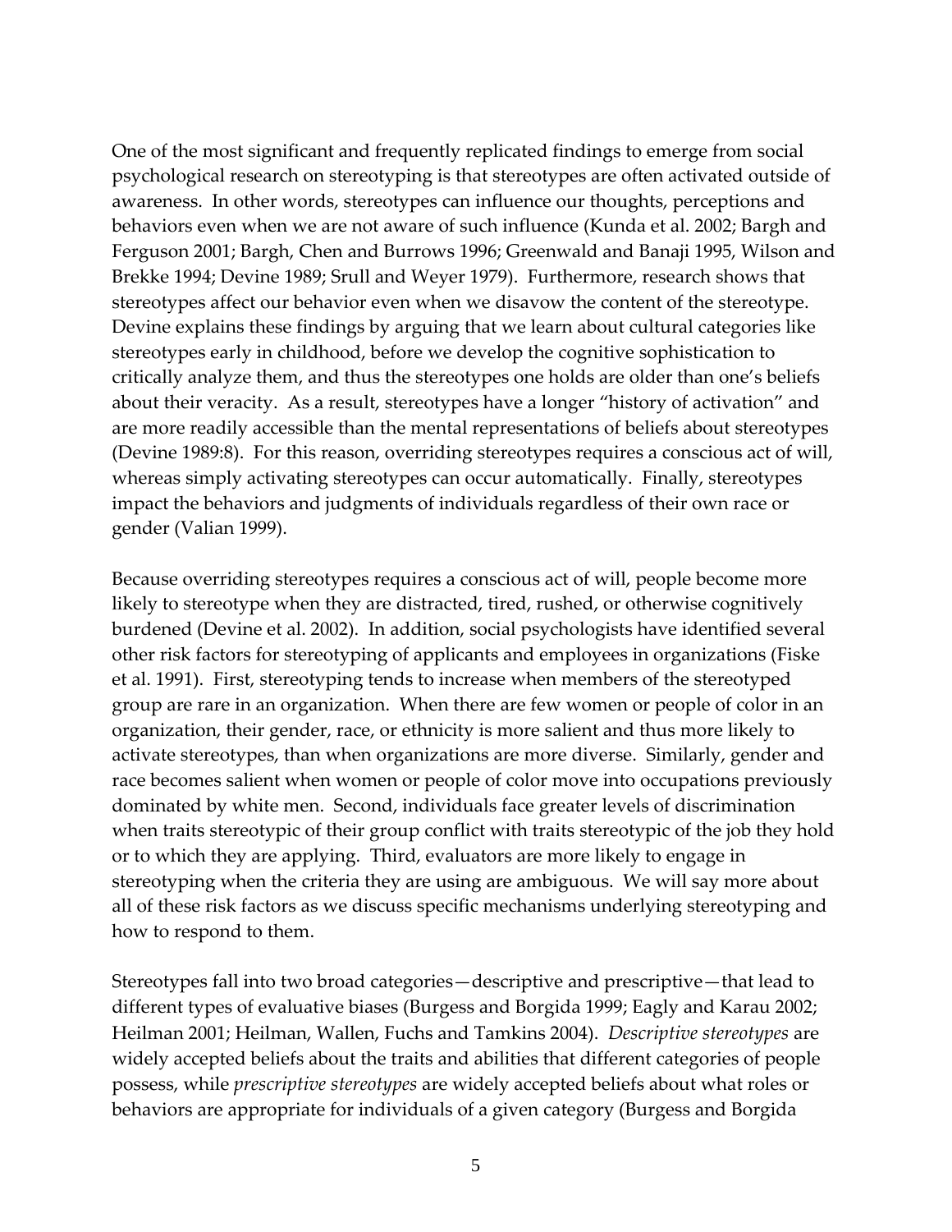One of the most significant and frequently replicated findings to emerge from social psychological research on stereotyping is that stereotypes are often activated outside of awareness. In other words, stereotypes can influence our thoughts, perceptions and behaviors even when we are not aware of such influence (Kunda et al. 2002; Bargh and Ferguson 2001; Bargh, Chen and Burrows 1996; Greenwald and Banaji 1995, Wilson and Brekke 1994; Devine 1989; Srull and Weyer 1979). Furthermore, research shows that stereotypes affect our behavior even when we disavow the content of the stereotype. Devine explains these findings by arguing that we learn about cultural categories like stereotypes early in childhood, before we develop the cognitive sophistication to critically analyze them, and thus the stereotypes one holds are older than one's beliefs about their veracity. As a result, stereotypes have a longer "history of activation" and are more readily accessible than the mental representations of beliefs about stereotypes (Devine 1989:8). For this reason, overriding stereotypes requires a conscious act of will, whereas simply activating stereotypes can occur automatically. Finally, stereotypes impact the behaviors and judgments of individuals regardless of their own race or gender (Valian 1999).

Because overriding stereotypes requires a conscious act of will, people become more likely to stereotype when they are distracted, tired, rushed, or otherwise cognitively burdened (Devine et al. 2002). In addition, social psychologists have identified several other risk factors for stereotyping of applicants and employees in organizations (Fiske et al. 1991). First, stereotyping tends to increase when members of the stereotyped group are rare in an organization. When there are few women or people of color in an organization, their gender, race, or ethnicity is more salient and thus more likely to activate stereotypes, than when organizations are more diverse. Similarly, gender and race becomes salient when women or people of color move into occupations previously dominated by white men. Second, individuals face greater levels of discrimination when traits stereotypic of their group conflict with traits stereotypic of the job they hold or to which they are applying. Third, evaluators are more likely to engage in stereotyping when the criteria they are using are ambiguous. We will say more about all of these risk factors as we discuss specific mechanisms underlying stereotyping and how to respond to them.

Stereotypes fall into two broad categories—descriptive and prescriptive—that lead to different types of evaluative biases (Burgess and Borgida 1999; Eagly and Karau 2002; Heilman 2001; Heilman, Wallen, Fuchs and Tamkins 2004). *Descriptive stereotypes* are widely accepted beliefs about the traits and abilities that different categories of people possess, while *prescriptive stereotypes* are widely accepted beliefs about what roles or behaviors are appropriate for individuals of a given category (Burgess and Borgida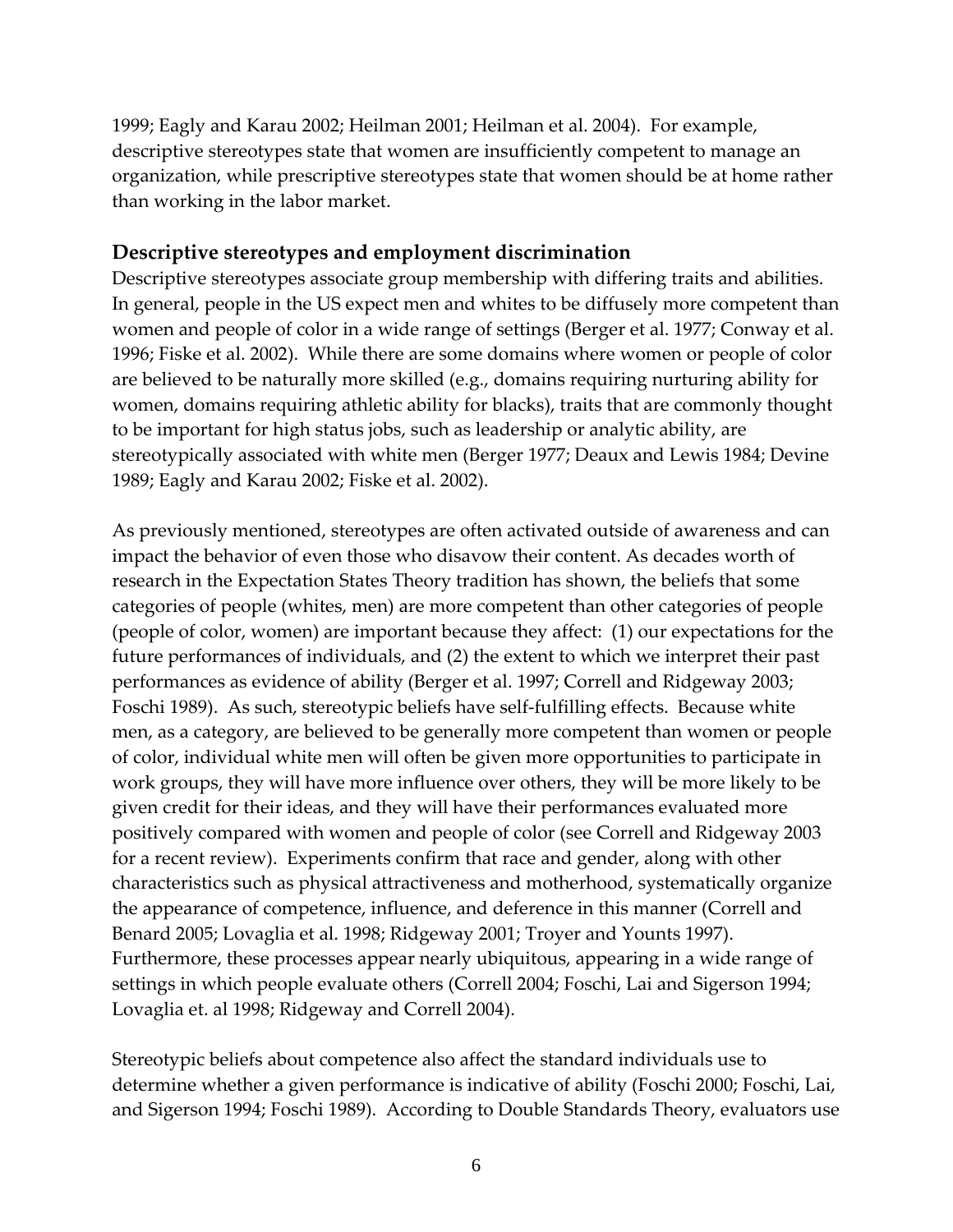1999; Eagly and Karau 2002; Heilman 2001; Heilman et al. 2004). For example, descriptive stereotypes state that women are insufficiently competent to manage an organization, while prescriptive stereotypes state that women should be at home rather than working in the labor market.

### Descriptive stereotypes and employment discrimination

Descriptive stereotypes associate group membership with differing traits and abilities. In general, people in the US expect men and whites to be diffusely more competent than women and people of color in a wide range of settings (Berger et al. 1977; Conway et al. 1996; Fiske et al. 2002). While there are some domains where women or people of color are believed to be naturally more skilled (e.g., domains requiring nurturing ability for women, domains requiring athletic ability for blacks), traits that are commonly thought to be important for high status jobs, such as leadership or analytic ability, are stereotypically associated with white men (Berger 1977; Deaux and Lewis 1984; Devine 1989; Eagly and Karau 2002; Fiske et al. 2002).

As previously mentioned, stereotypes are often activated outside of awareness and can impact the behavior of even those who disavow their content. As decades worth of research in the Expectation States Theory tradition has shown, the beliefs that some categories of people (whites, men) are more competent than other categories of people (people of color, women) are important because they affect: (1) our expectations for the future performances of individuals, and (2) the extent to which we interpret their past performances as evidence of ability (Berger et al. 1997; Correll and Ridgeway 2003; Foschi 1989). As such, stereotypic beliefs have self-fulfilling effects. Because white men, as a category, are believed to be generally more competent than women or people of color, individual white men will often be given more opportunities to participate in work groups, they will have more influence over others, they will be more likely to be given credit for their ideas, and they will have their performances evaluated more positively compared with women and people of color (see Correll and Ridgeway 2003 for a recent review). Experiments confirm that race and gender, along with other characteristics such as physical attractiveness and motherhood, systematically organize the appearance of competence, influence, and deference in this manner (Correll and Benard 2005; Lovaglia et al. 1998; Ridgeway 2001; Troyer and Younts 1997). Furthermore, these processes appear nearly ubiquitous, appearing in a wide range of settings in which people evaluate others (Correll 2004; Foschi, Lai and Sigerson 1994; Lovaglia et. al 1998; Ridgeway and Correll 2004).

Stereotypic beliefs about competence also affect the standard individuals use to determine whether a given performance is indicative of ability (Foschi 2000; Foschi, Lai, and Sigerson 1994; Foschi 1989). According to Double Standards Theory, evaluators use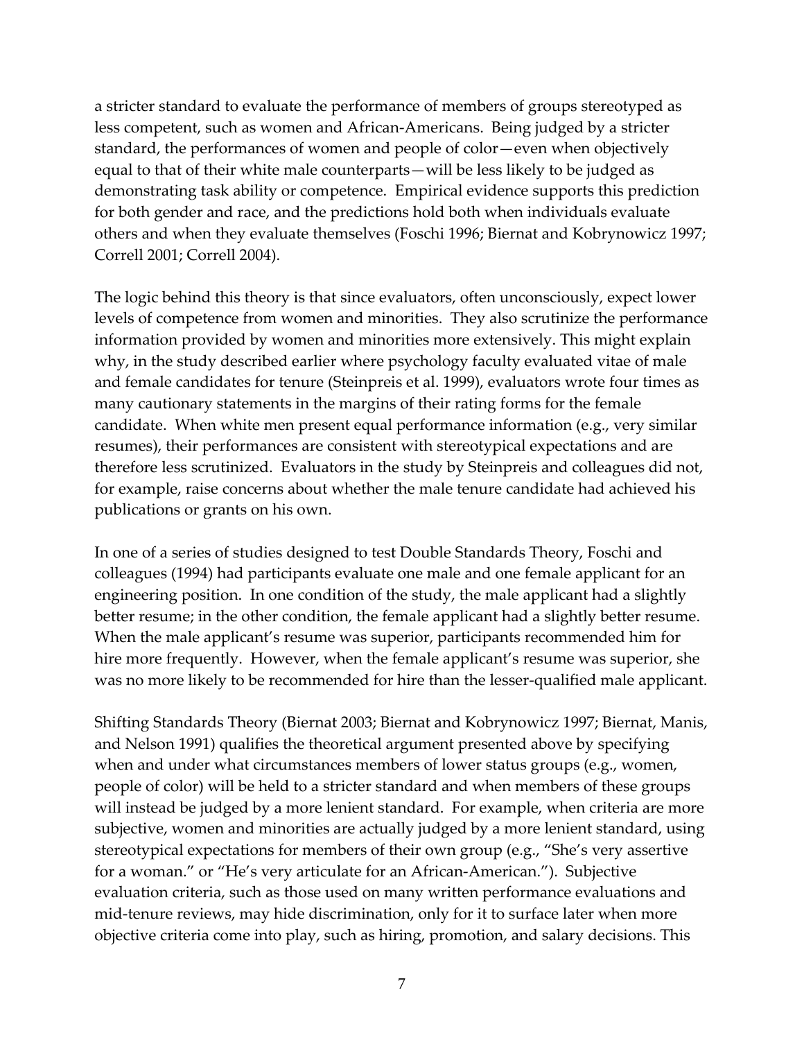a stricter standard to evaluate the performance of members of groups stereotyped as less competent, such as women and African-Americans. Being judged by a stricter standard, the performances of women and people of color—even when objectively equal to that of their white male counterparts—will be less likely to be judged as demonstrating task ability or competence. Empirical evidence supports this prediction for both gender and race, and the predictions hold both when individuals evaluate others and when they evaluate themselves (Foschi 1996; Biernat and Kobrynowicz 1997; Correll 2001; Correll 2004).

The logic behind this theory is that since evaluators, often unconsciously, expect lower levels of competence from women and minorities. They also scrutinize the performance information provided by women and minorities more extensively. This might explain why, in the study described earlier where psychology faculty evaluated vitae of male and female candidates for tenure (Steinpreis et al. 1999), evaluators wrote four times as many cautionary statements in the margins of their rating forms for the female candidate. When white men present equal performance information (e.g., very similar resumes), their performances are consistent with stereotypical expectations and are therefore less scrutinized. Evaluators in the study by Steinpreis and colleagues did not, for example, raise concerns about whether the male tenure candidate had achieved his publications or grants on his own.

In one of a series of studies designed to test Double Standards Theory, Foschi and colleagues (1994) had participants evaluate one male and one female applicant for an engineering position. In one condition of the study, the male applicant had a slightly better resume; in the other condition, the female applicant had a slightly better resume. When the male applicant's resume was superior, participants recommended him for hire more frequently. However, when the female applicant's resume was superior, she was no more likely to be recommended for hire than the lesser-qualified male applicant.

Shifting Standards Theory (Biernat 2003; Biernat and Kobrynowicz 1997; Biernat, Manis, and Nelson 1991) qualifies the theoretical argument presented above by specifying when and under what circumstances members of lower status groups (e.g., women, people of color) will be held to a stricter standard and when members of these groups will instead be judged by a more lenient standard. For example, when criteria are more subjective, women and minorities are actually judged by a more lenient standard, using stereotypical expectations for members of their own group (e.g., "She's very assertive for a woman." or "He's very articulate for an African-American."). Subjective evaluation criteria, such as those used on many written performance evaluations and mid-tenure reviews, may hide discrimination, only for it to surface later when more objective criteria come into play, such as hiring, promotion, and salary decisions. This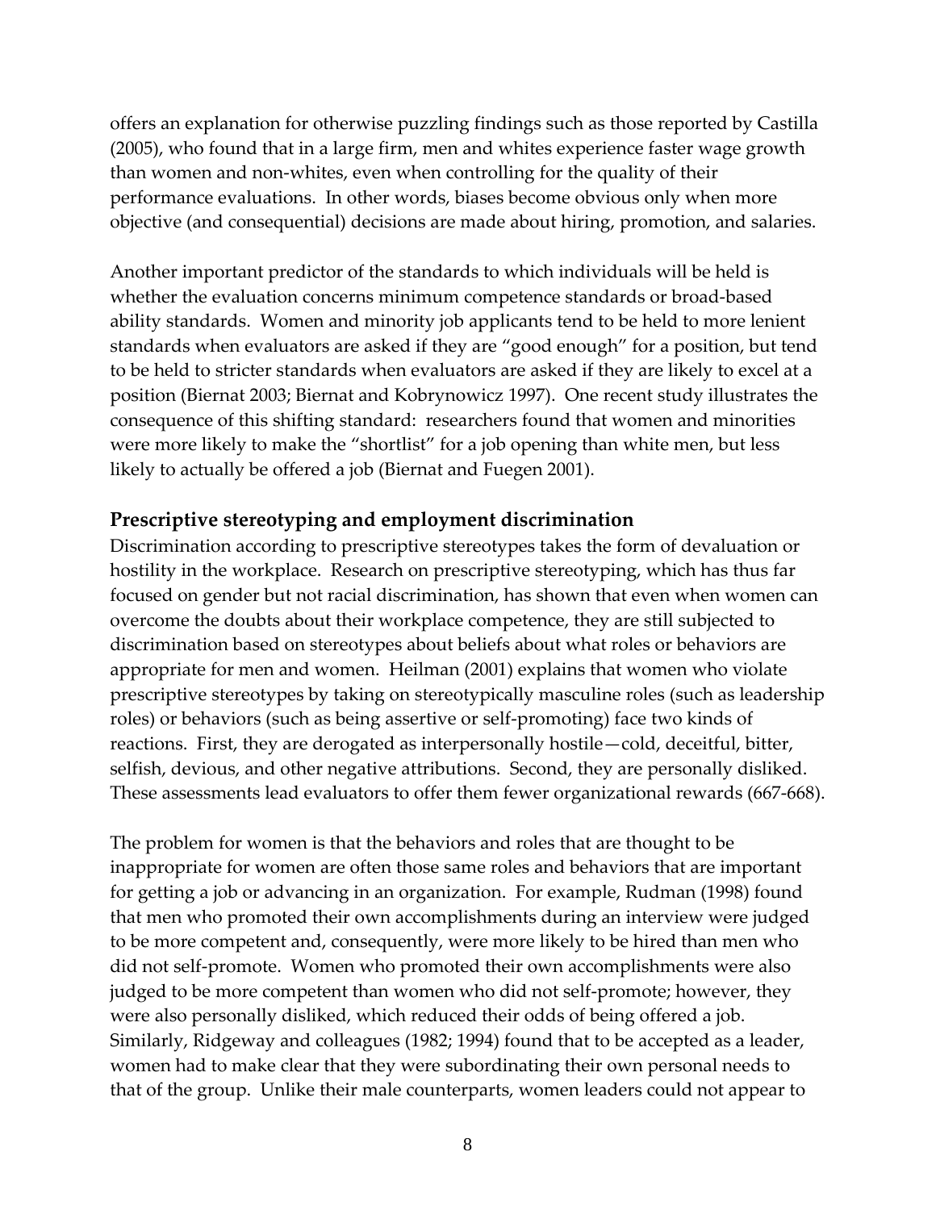offers an explanation for otherwise puzzling findings such as those reported by Castilla (2005), who found that in a large firm, men and whites experience faster wage growth than women and non-whites, even when controlling for the quality of their performance evaluations. In other words, biases become obvious only when more objective (and consequential) decisions are made about hiring, promotion, and salaries.

Another important predictor of the standards to which individuals will be held is whether the evaluation concerns minimum competence standards or broad-based ability standards. Women and minority job applicants tend to be held to more lenient standards when evaluators are asked if they are "good enough" for a position, but tend to be held to stricter standards when evaluators are asked if they are likely to excel at a position (Biernat 2003; Biernat and Kobrynowicz 1997). One recent study illustrates the consequence of this shifting standard: researchers found that women and minorities were more likely to make the "shortlist" for a job opening than white men, but less likely to actually be offered a job (Biernat and Fuegen 2001).

### Prescriptive stereotyping and employment discrimination

Discrimination according to prescriptive stereotypes takes the form of devaluation or hostility in the workplace. Research on prescriptive stereotyping, which has thus far focused on gender but not racial discrimination, has shown that even when women can overcome the doubts about their workplace competence, they are still subjected to discrimination based on stereotypes about beliefs about what roles or behaviors are appropriate for men and women. Heilman (2001) explains that women who violate prescriptive stereotypes by taking on stereotypically masculine roles (such as leadership roles) or behaviors (such as being assertive or self-promoting) face two kinds of reactions. First, they are derogated as interpersonally hostile—cold, deceitful, bitter, selfish, devious, and other negative attributions. Second, they are personally disliked. These assessments lead evaluators to offer them fewer organizational rewards (667-668).

The problem for women is that the behaviors and roles that are thought to be inappropriate for women are often those same roles and behaviors that are important for getting a job or advancing in an organization. For example, Rudman (1998) found that men who promoted their own accomplishments during an interview were judged to be more competent and, consequently, were more likely to be hired than men who did not self-promote. Women who promoted their own accomplishments were also judged to be more competent than women who did not self-promote; however, they were also personally disliked, which reduced their odds of being offered a job. Similarly, Ridgeway and colleagues (1982; 1994) found that to be accepted as a leader, women had to make clear that they were subordinating their own personal needs to that of the group. Unlike their male counterparts, women leaders could not appear to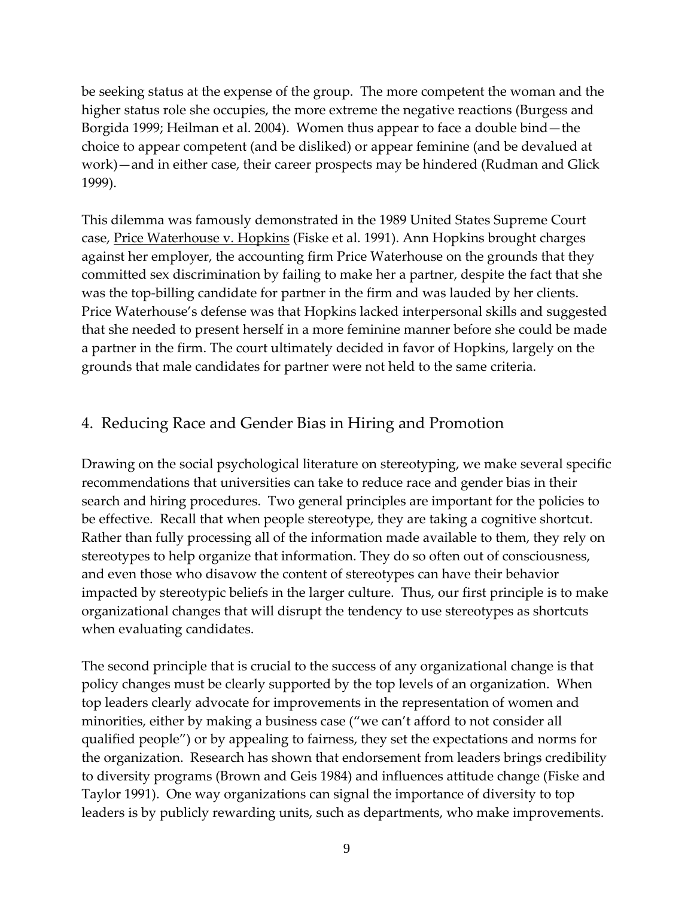be seeking status at the expense of the group. The more competent the woman and the higher status role she occupies, the more extreme the negative reactions (Burgess and Borgida 1999; Heilman et al. 2004). Women thus appear to face a double bind—the choice to appear competent (and be disliked) or appear feminine (and be devalued at work)—and in either case, their career prospects may be hindered (Rudman and Glick 1999).

This dilemma was famously demonstrated in the 1989 United States Supreme Court case, Price Waterhouse v. Hopkins (Fiske et al. 1991). Ann Hopkins brought charges against her employer, the accounting firm Price Waterhouse on the grounds that they committed sex discrimination by failing to make her a partner, despite the fact that she was the top-billing candidate for partner in the firm and was lauded by her clients. Price Waterhouse's defense was that Hopkins lacked interpersonal skills and suggested that she needed to present herself in a more feminine manner before she could be made a partner in the firm. The court ultimately decided in favor of Hopkins, largely on the grounds that male candidates for partner were not held to the same criteria.

## 4. Reducing Race and Gender Bias in Hiring and Promotion

Drawing on the social psychological literature on stereotyping, we make several specific recommendations that universities can take to reduce race and gender bias in their search and hiring procedures. Two general principles are important for the policies to be effective. Recall that when people stereotype, they are taking a cognitive shortcut. Rather than fully processing all of the information made available to them, they rely on stereotypes to help organize that information. They do so often out of consciousness, and even those who disavow the content of stereotypes can have their behavior impacted by stereotypic beliefs in the larger culture. Thus, our first principle is to make organizational changes that will disrupt the tendency to use stereotypes as shortcuts when evaluating candidates.

The second principle that is crucial to the success of any organizational change is that policy changes must be clearly supported by the top levels of an organization. When top leaders clearly advocate for improvements in the representation of women and minorities, either by making a business case ("we can't afford to not consider all qualified people") or by appealing to fairness, they set the expectations and norms for the organization. Research has shown that endorsement from leaders brings credibility to diversity programs (Brown and Geis 1984) and influences attitude change (Fiske and Taylor 1991). One way organizations can signal the importance of diversity to top leaders is by publicly rewarding units, such as departments, who make improvements.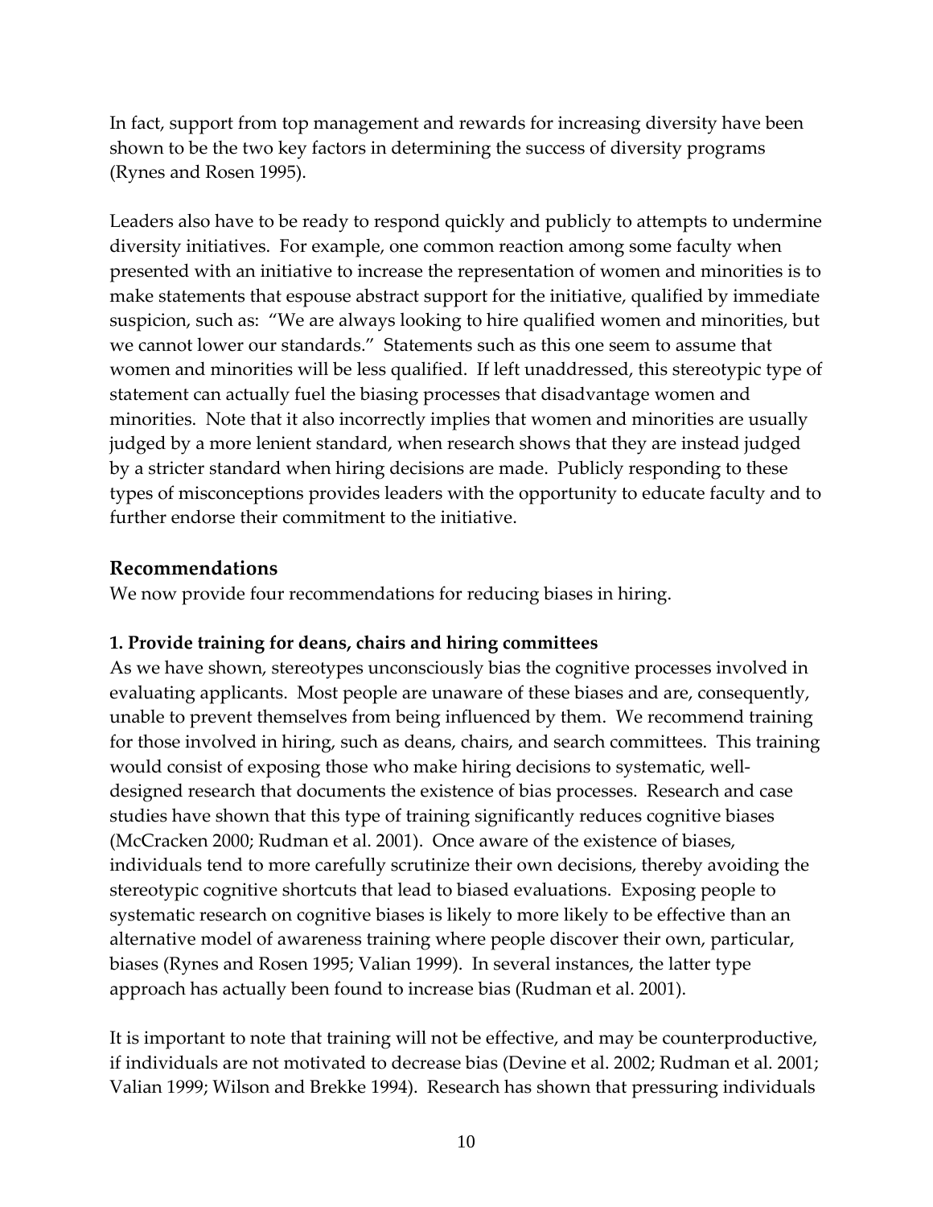In fact, support from top management and rewards for increasing diversity have been shown to be the two key factors in determining the success of diversity programs (Rynes and Rosen 1995).

Leaders also have to be ready to respond quickly and publicly to attempts to undermine diversity initiatives. For example, one common reaction among some faculty when presented with an initiative to increase the representation of women and minorities is to make statements that espouse abstract support for the initiative, qualified by immediate suspicion, such as: "We are always looking to hire qualified women and minorities, but we cannot lower our standards." Statements such as this one seem to assume that women and minorities will be less qualified. If left unaddressed, this stereotypic type of statement can actually fuel the biasing processes that disadvantage women and minorities. Note that it also incorrectly implies that women and minorities are usually judged by a more lenient standard, when research shows that they are instead judged by a stricter standard when hiring decisions are made. Publicly responding to these types of misconceptions provides leaders with the opportunity to educate faculty and to further endorse their commitment to the initiative.

## Recommendations

We now provide four recommendations for reducing biases in hiring.

### 1. Provide training for deans, chairs and hiring committees

As we have shown, stereotypes unconsciously bias the cognitive processes involved in evaluating applicants. Most people are unaware of these biases and are, consequently, unable to prevent themselves from being influenced by them. We recommend training for those involved in hiring, such as deans, chairs, and search committees. This training would consist of exposing those who make hiring decisions to systematic, well-designed research that documents the existence of bias processes. Research and case studies have shown that this type of training significantly reduces cognitive biases (McCracken 2000; Rudman et al. 2001). Once aware of the existence of biases, individuals tend to more carefully scrutinize their own decisions, thereby avoiding the stereotypic cognitive shortcuts that lead to biased evaluations. Exposing people to systematic research on cognitive biases is likely to more likely to be effective than an alternative model of awareness training where people discover their own, particular, biases (Rynes and Rosen 1995; Valian 1999). In several instances, the latter type approach has actually been found to increase bias (Rudman et al. 2001).

It is important to note that training will not be effective, and may be counterproductive, if individuals are not motivated to decrease bias (Devine et al. 2002; Rudman et al. 2001; Valian 1999; Wilson and Brekke 1994). Research has shown that pressuring individuals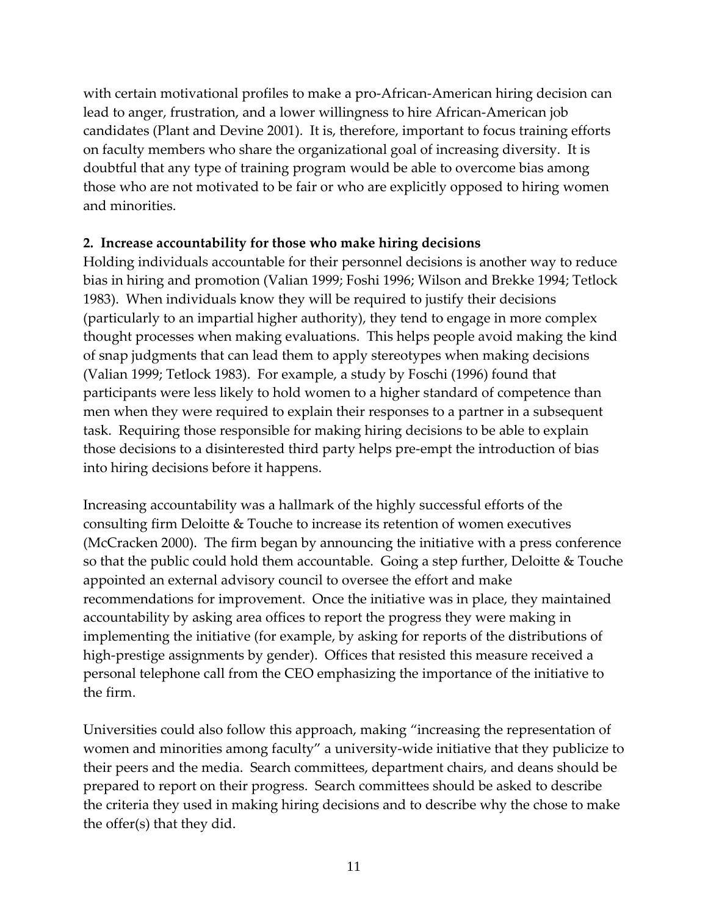with certain motivational profiles to make a pro-African-American hiring decision can lead to anger, frustration, and a lower willingness to hire African-American job candidates (Plant and Devine 2001). It is, therefore, important to focus training efforts on faculty members who share the organizational goal of increasing diversity. It is doubtful that any type of training program would be able to overcome bias among those who are not motivated to be fair or who are explicitly opposed to hiring women and minorities.

**2. Increase accountability for those who make hiring decisions**

Holding individuals accountable for their personnel decisions is another way to reduce bias in hiring and promotion (Valian 1999; Foshi 1996; Wilson and Brekke 1994; Tetlock 1983). When individuals know they will be required to justify their decisions (particularly to an impartial higher authority), they tend to engage in more complex thought processes when making evaluations. This helps people avoid making the kind of snap judgments that can lead them to apply stereotypes when making decisions (Valian 1999; Tetlock 1983). For example, a study by Foschi (1996) found that participants were less likely to hold women to a higher standard of competence than men when they were required to explain their responses to a partner in a subsequent task. Requiring those responsible for making hiring decisions to be able to explain those decisions to a disinterested third party helps pre-empt the introduction of bias into hiring decisions before it happens.

Increasing accountability was a hallmark of the highly successful efforts of the consulting firm Deloitte & Touche to increase its retention of women executives (McCracken 2000). The firm began by announcing the initiative with a press conference so that the public could hold them accountable. Going a step further, Deloitte & Touche appointed an external advisory council to oversee the effort and make recommendations for improvement. Once the initiative was in place, they maintained accountability by asking area offices to report the progress they were making in implementing the initiative (for example, by asking for reports of the distributions of high-prestige assignments by gender). Offices that resisted this measure received a personal telephone call from the CEO emphasizing the importance of the initiative to the firm.

Universities could also follow this approach, making "increasing the representation of women and minorities among faculty" a university-wide initiative that they publicize to their peers and the media. Search committees, department chairs, and deans should be prepared to report on their progress. Search committees should be asked to describe the criteria they used in making hiring decisions and to describe why the chose to make the offer(s) that they did.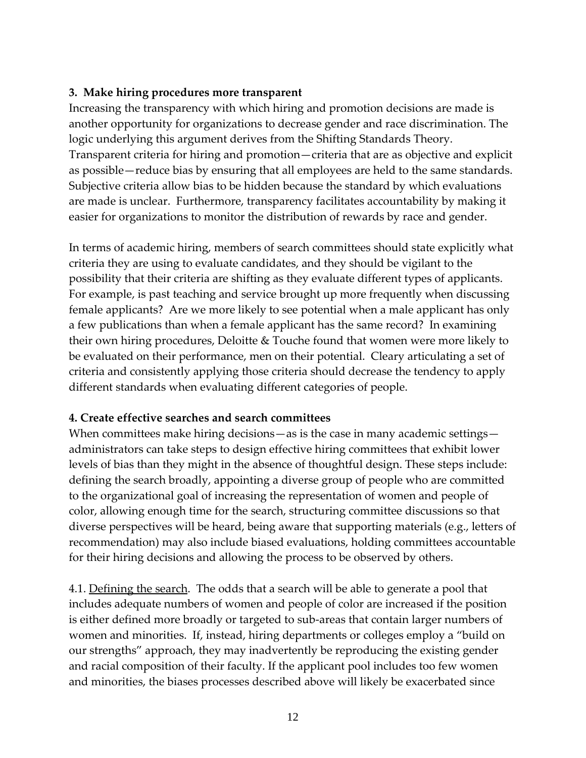### 3. Make hiring procedures more transparent

Increasing the transparency with which hiring and promotion decisions are made is another opportunity for organizations to decrease gender and race discrimination. The logic underlying this argument derives from the Shifting Standards Theory. Transparent criteria for hiring and promotion—criteria that are as objective and explicit as possible—reduce bias by ensuring that all employees are held to the same standards. Subjective criteria allow bias to be hidden because the standard by which evaluations are made is unclear. Furthermore, transparency facilitates accountability by making it easier for organizations to monitor the distribution of rewards by race and gender.

In terms of academic hiring, members of search committees should state explicitly what criteria they are using to evaluate candidates, and they should be vigilant to the possibility that their criteria are shifting as they evaluate different types of applicants. For example, is past teaching and service brought up more frequently when discussing female applicants? Are we more likely to see potential when a male applicant has only a few publications than when a female applicant has the same record? In examining their own hiring procedures, Deloitte & Touche found that women were more likely to be evaluated on their performance, men on their potential. Cleary articulating a set of criteria and consistently applying those criteria should decrease the tendency to apply different standards when evaluating different categories of people.

### 4. Create effective searches and search committees

When committees make hiring decisions—as is the case in many academic settings—administrators can take steps to design effective hiring committees that exhibit lower levels of bias than they might in the absence of thoughtful design. These steps include: defining the search broadly, appointing a diverse group of people who are committed to the organizational goal of increasing the representation of women and people of color, allowing enough time for the search, structuring committee discussions so that diverse perspectives will be heard, being aware that supporting materials (e.g., letters of recommendation) may also include biased evaluations, holding committees accountable for their hiring decisions and allowing the process to be observed by others.

4.1. Defining the search. The odds that a search will be able to generate a pool that includes adequate numbers of women and people of color are increased if the position is either defined more broadly or targeted to sub-areas that contain larger numbers of women and minorities. If, instead, hiring departments or colleges employ a "build on our strengths" approach, they may inadvertently be reproducing the existing gender and racial composition of their faculty. If the applicant pool includes too few women and minorities, the biases processes described above will likely be exacerbated since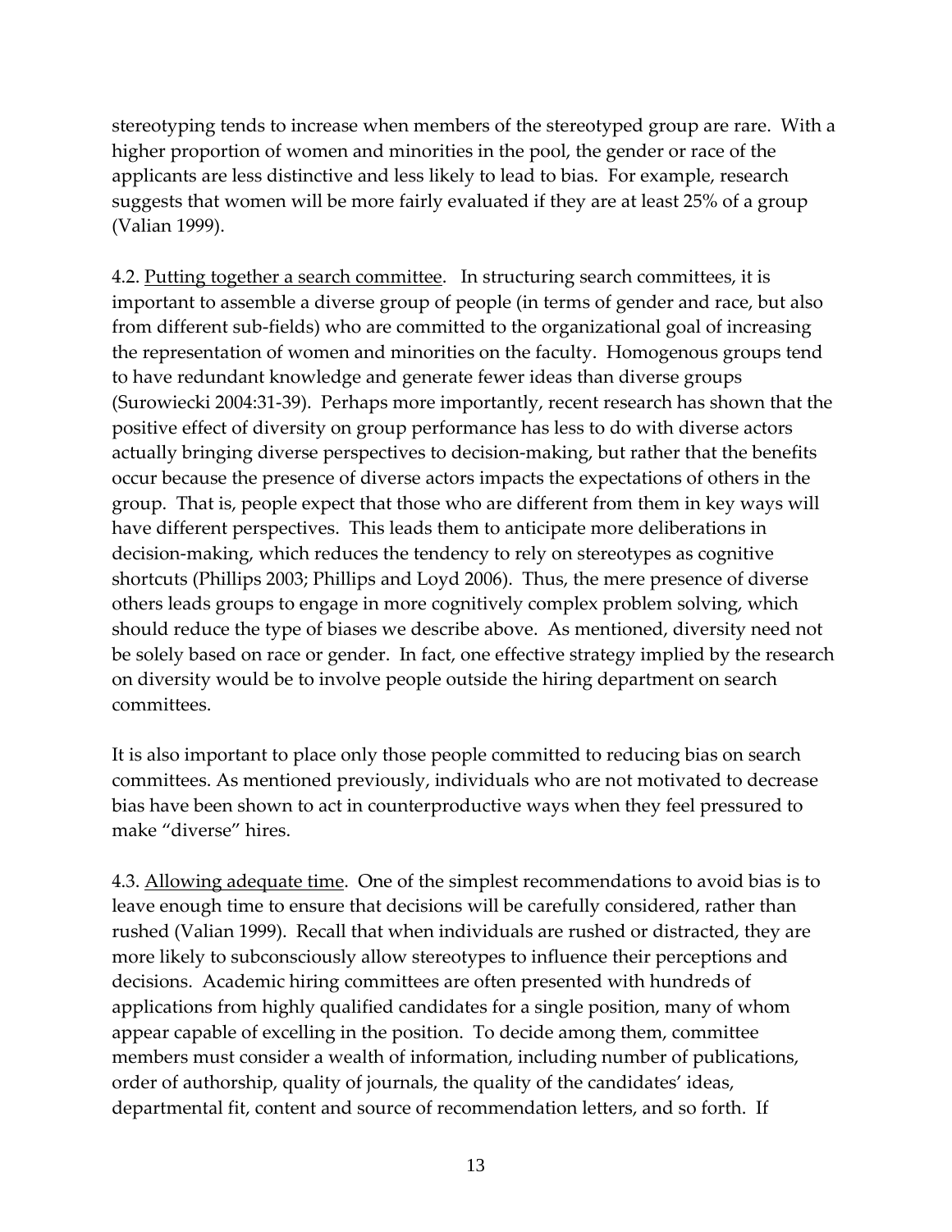stereotyping tends to increase when members of the stereotyped group are rare. With a higher proportion of women and minorities in the pool, the gender or race of the applicants are less distinctive and less likely to lead to bias. For example, research suggests that women will be more fairly evaluated if they are at least 25% of a group (Valian 1999).

4.2. Putting together a search committee. In structuring search committees, it is important to assemble a diverse group of people (in terms of gender and race, but also from different sub-fields) who are committed to the organizational goal of increasing the representation of women and minorities on the faculty. Homogenous groups tend to have redundant knowledge and generate fewer ideas than diverse groups (Surowiecki 2004:31-39). Perhaps more importantly, recent research has shown that the positive effect of diversity on group performance has less to do with diverse actors actually bringing diverse perspectives to decision-making, but rather that the benefits occur because the presence of diverse actors impacts the expectations of others in the group. That is, people expect that those who are different from them in key ways will have different perspectives. This leads them to anticipate more deliberations in decision-making, which reduces the tendency to rely on stereotypes as cognitive shortcuts (Phillips 2003; Phillips and Loyd 2006). Thus, the mere presence of diverse others leads groups to engage in more cognitively complex problem solving, which should reduce the type of biases we describe above. As mentioned, diversity need not be solely based on race or gender. In fact, one effective strategy implied by the research on diversity would be to involve people outside the hiring department on search committees.

It is also important to place only those people committed to reducing bias on search committees. As mentioned previously, individuals who are not motivated to decrease bias have been shown to act in counterproductive ways when they feel pressured to make "diverse" hires.

4.3. Allowing adequate time. One of the simplest recommendations to avoid bias is to leave enough time to ensure that decisions will be carefully considered, rather than rushed (Valian 1999). Recall that when individuals are rushed or distracted, they are more likely to subconsciously allow stereotypes to influence their perceptions and decisions. Academic hiring committees are often presented with hundreds of applications from highly qualified candidates for a single position, many of whom appear capable of excelling in the position. To decide among them, committee members must consider a wealth of information, including number of publications, order of authorship, quality of journals, the quality of the candidates' ideas, departmental fit, content and source of recommendation letters, and so forth. If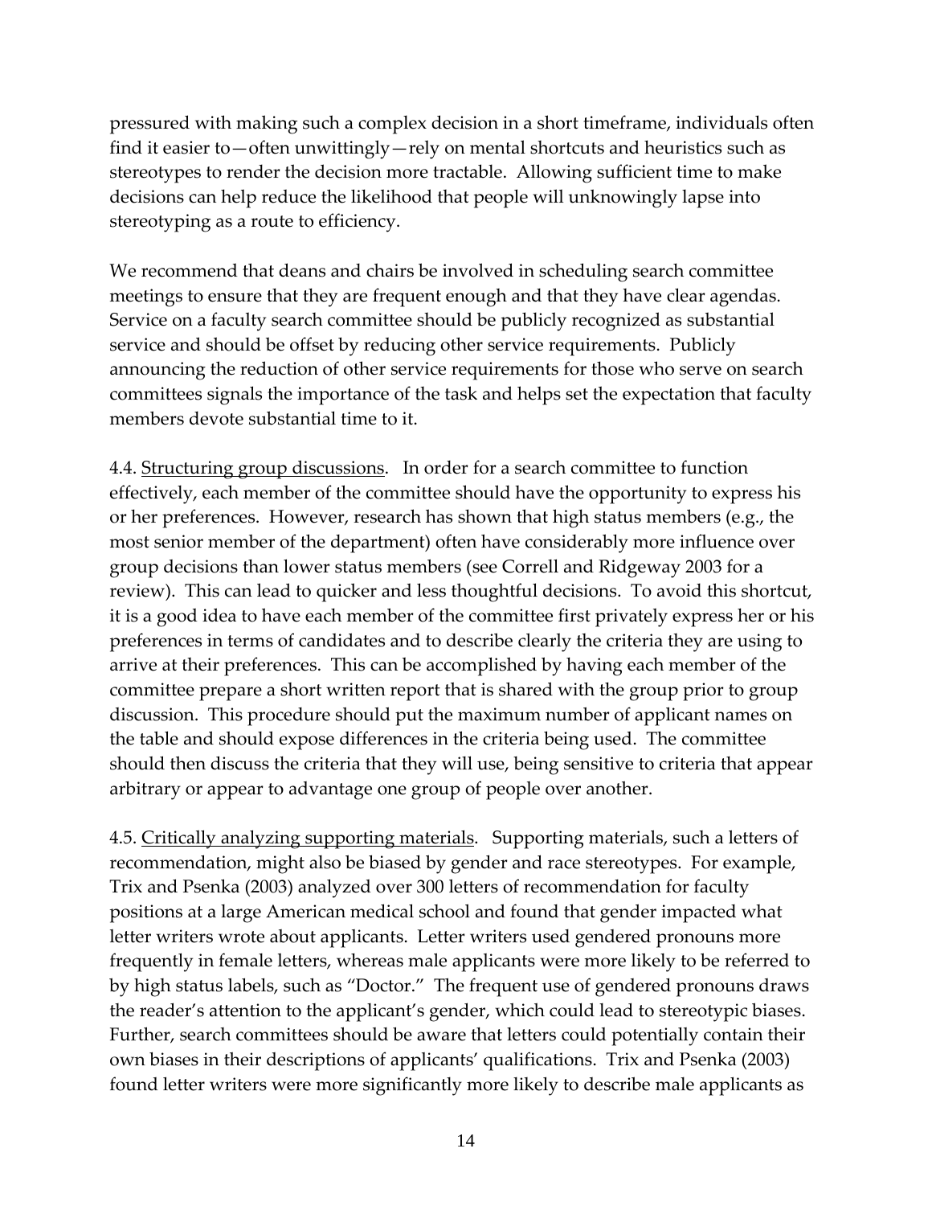pressured with making such a complex decision in a short timeframe, individuals often find it easier to—often unwittingly—rely on mental shortcuts and heuristics such as stereotypes to render the decision more tractable. Allowing sufficient time to make decisions can help reduce the likelihood that people will unknowingly lapse into stereotyping as a route to efficiency.

We recommend that deans and chairs be involved in scheduling search committee meetings to ensure that they are frequent enough and that they have clear agendas. Service on a faculty search committee should be publicly recognized as substantial service and should be offset by reducing other service requirements. Publicly announcing the reduction of other service requirements for those who serve on search committees signals the importance of the task and helps set the expectation that faculty members devote substantial time to it.

4.4. Structuring group discussions. In order for a search committee to function effectively, each member of the committee should have the opportunity to express his or her preferences. However, research has shown that high status members (e.g., the most senior member of the department) often have considerably more influence over group decisions than lower status members (see Correll and Ridgeway 2003 for a review). This can lead to quicker and less thoughtful decisions. To avoid this shortcut, it is a good idea to have each member of the committee first privately express her or his preferences in terms of candidates and to describe clearly the criteria they are using to arrive at their preferences. This can be accomplished by having each member of the committee prepare a short written report that is shared with the group prior to group discussion. This procedure should put the maximum number of applicant names on the table and should expose differences in the criteria being used. The committee should then discuss the criteria that they will use, being sensitive to criteria that appear arbitrary or appear to advantage one group of people over another.

4.5. Critically analyzing supporting materials. Supporting materials, such a letters of recommendation, might also be biased by gender and race stereotypes. For example, Trix and Psenka (2003) analyzed over 300 letters of recommendation for faculty positions at a large American medical school and found that gender impacted what letter writers wrote about applicants. Letter writers used gendered pronouns more frequently in female letters, whereas male applicants were more likely to be referred to by high status labels, such as "Doctor." The frequent use of gendered pronouns draws the reader's attention to the applicant's gender, which could lead to stereotypic biases. Further, search committees should be aware that letters could potentially contain their own biases in their descriptions of applicants' qualifications. Trix and Psenka (2003) found letter writers were more significantly more likely to describe male applicants as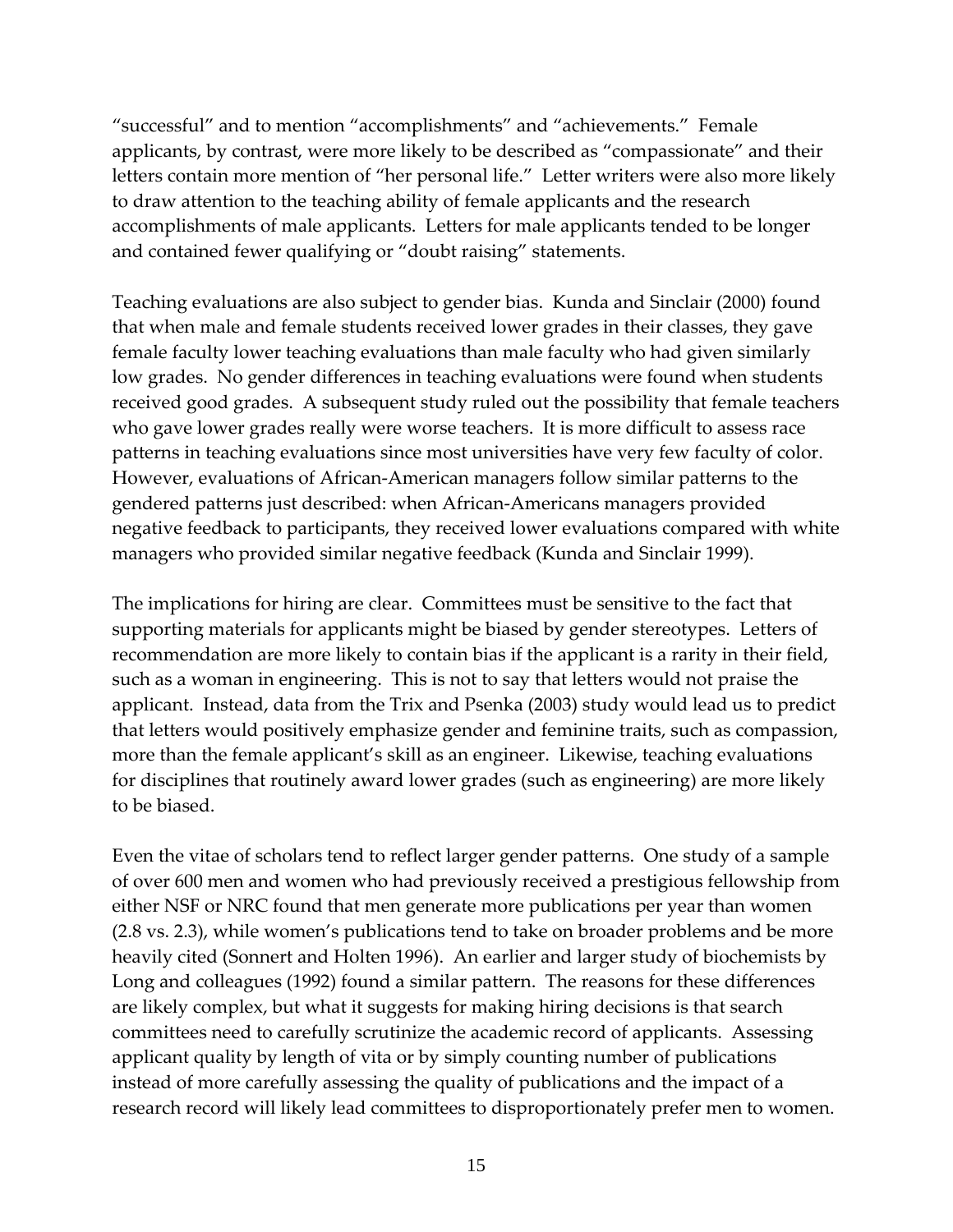"successful" and to mention "accomplishments" and "achievements." Female applicants, by contrast, were more likely to be described as "compassionate" and their letters contain more mention of "her personal life." Letter writers were also more likely to draw attention to the teaching ability of female applicants and the research accomplishments of male applicants. Letters for male applicants tended to be longer and contained fewer qualifying or "doubt raising" statements.

Teaching evaluations are also subject to gender bias. Kunda and Sinclair (2000) found that when male and female students received lower grades in their classes, they gave female faculty lower teaching evaluations than male faculty who had given similarly low grades. No gender differences in teaching evaluations were found when students received good grades. A subsequent study ruled out the possibility that female teachers who gave lower grades really were worse teachers. It is more difficult to assess race patterns in teaching evaluations since most universities have very few faculty of color. However, evaluations of African-American managers follow similar patterns to the gendered patterns just described: when African-Americans managers provided negative feedback to participants, they received lower evaluations compared with white managers who provided similar negative feedback (Kunda and Sinclair 1999).

The implications for hiring are clear. Committees must be sensitive to the fact that supporting materials for applicants might be biased by gender stereotypes. Letters of recommendation are more likely to contain bias if the applicant is a rarity in their field, such as a woman in engineering. This is not to say that letters would not praise the applicant. Instead, data from the Trix and Psenka (2003) study would lead us to predict that letters would positively emphasize gender and feminine traits, such as compassion, more than the female applicant's skill as an engineer. Likewise, teaching evaluations for disciplines that routinely award lower grades (such as engineering) are more likely to be biased.

Even the vitae of scholars tend to reflect larger gender patterns. One study of a sample of over 600 men and women who had previously received a prestigious fellowship from either NSF or NRC found that men generate more publications per year than women (2.8 vs. 2.3), while women's publications tend to take on broader problems and be more heavily cited (Sonnert and Holten 1996). An earlier and larger study of biochemists by Long and colleagues (1992) found a similar pattern. The reasons for these differences are likely complex, but what it suggests for making hiring decisions is that search committees need to carefully scrutinize the academic record of applicants. Assessing applicant quality by length of vita or by simply counting number of publications instead of more carefully assessing the quality of publications and the impact of a research record will likely lead committees to disproportionately prefer men to women.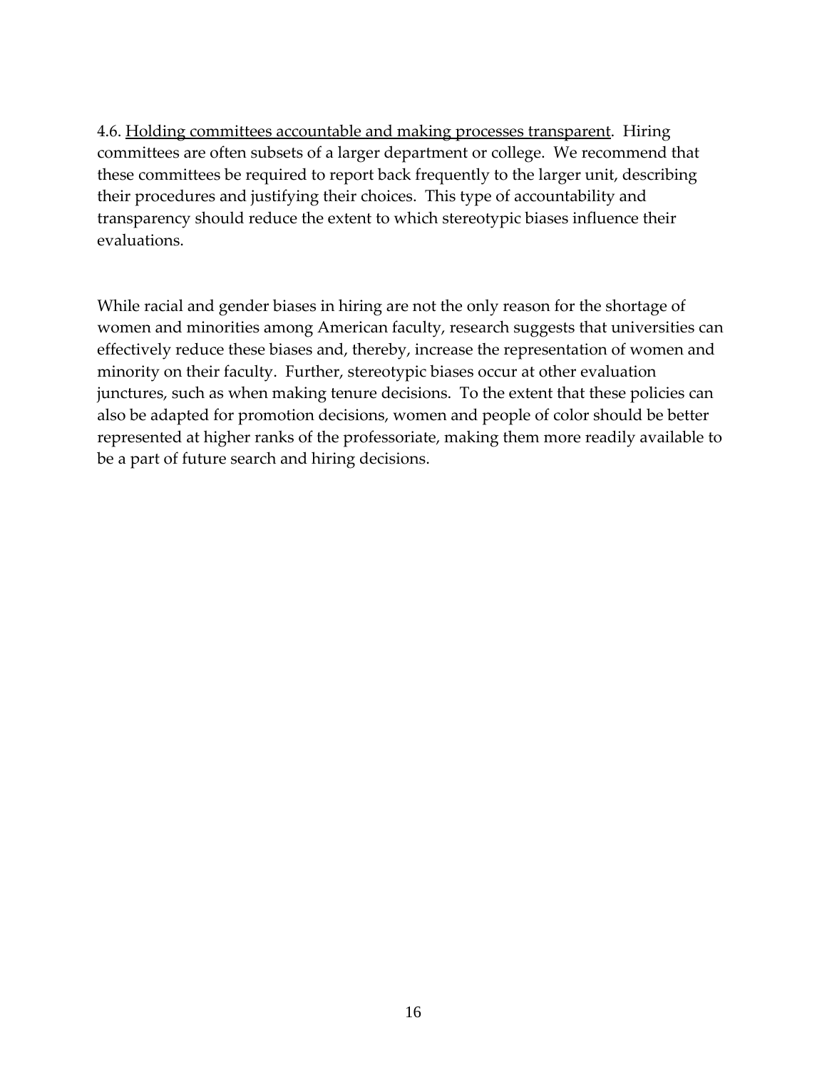4.6. <u>Holding committees accountable and making processes transparent</u>. Hiring committees are often subsets of a larger department or college. We recommend that these committees be required to report back frequently to the larger unit, describing their procedures and justifying their choices. This type of accountability and transparency should reduce the extent to which stereotypic biases influence their evaluations.

While racial and gender biases in hiring are not the only reason for the shortage of women and minorities among American faculty, research suggests that universities can effectively reduce these biases and, thereby, increase the representation of women and minority on their faculty. Further, stereotypic biases occur at other evaluation junctures, such as when making tenure decisions. To the extent that these policies can also be adapted for promotion decisions, women and people of color should be better represented at higher ranks of the professoriate, making them more readily available to be a part of future search and hiring decisions.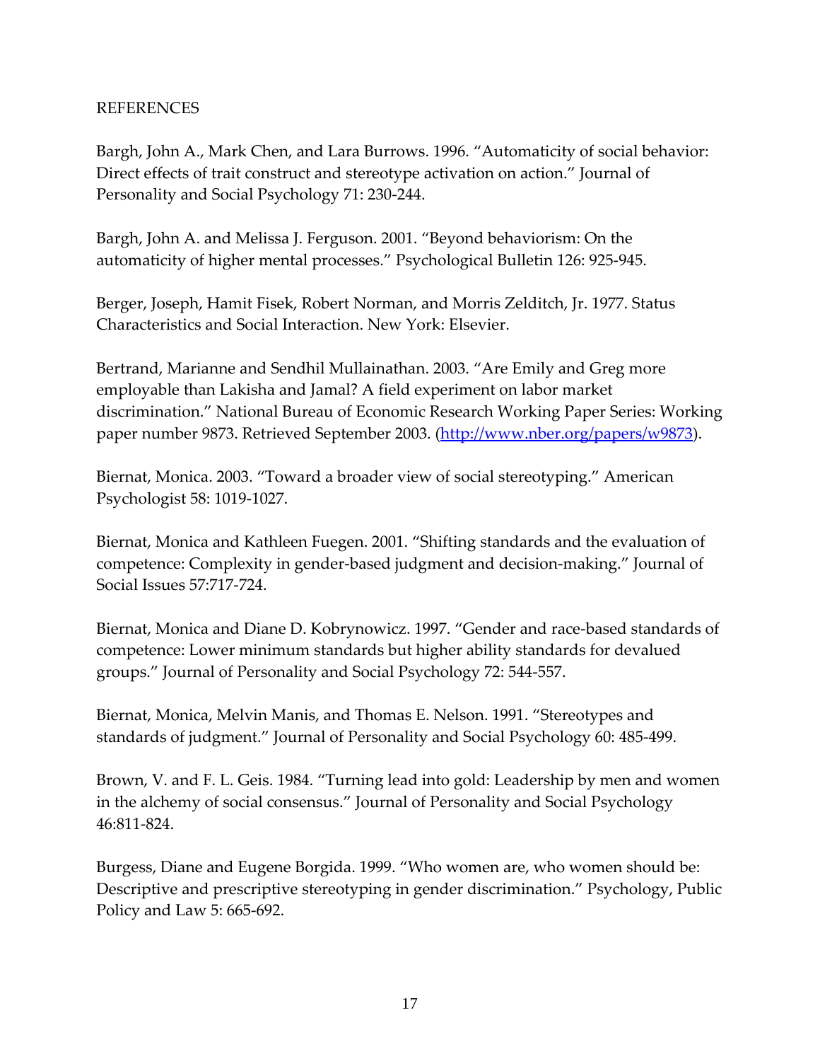REFERENCES

Bargh, John A., Mark Chen, and Lara Burrows. 1996. "Automaticity of social behavior: Direct effects of trait construct and stereotype activation on action." Journal of Personality and Social Psychology 71: 230-244.

Bargh, John A. and Melissa J. Ferguson. 2001. "Beyond behaviorism: On the automaticity of higher mental processes." Psychological Bulletin 126: 925-945.

Berger, Joseph, Hamit Fisek, Robert Norman, and Morris Zelditch, Jr. 1977. Status Characteristics and Social Interaction. New York: Elsevier.

Bertrand, Marianne and Sendhil Mullainathan. 2003. "Are Emily and Greg more employable than Lakisha and Jamal? A field experiment on labor market discrimination." National Bureau of Economic Research Working Paper Series: Working paper number 9873. Retrieved September 2003. (http://www.nber.org/papers/w9873).

Biernat, Monica. 2003. "Toward a broader view of social stereotyping." American Psychologist 58: 1019-1027.

Biernat, Monica and Kathleen Fuegen. 2001. "Shifting standards and the evaluation of competence: Complexity in gender-based judgment and decision-making." Journal of Social Issues 57:717-724.

Biernat, Monica and Diane D. Kobrynowicz. 1997. "Gender and race-based standards of competence: Lower minimum standards but higher ability standards for devalued groups." Journal of Personality and Social Psychology 72: 544-557.

Biernat, Monica, Melvin Manis, and Thomas E. Nelson. 1991. "Stereotypes and standards of judgment." Journal of Personality and Social Psychology 60: 485-499.

Brown, V. and F. L. Geis. 1984. "Turning lead into gold: Leadership by men and women in the alchemy of social consensus." Journal of Personality and Social Psychology 46:811-824.

Burgess, Diane and Eugene Borgida. 1999. "Who women are, who women should be: Descriptive and prescriptive stereotyping in gender discrimination." Psychology, Public Policy and Law 5: 665-692.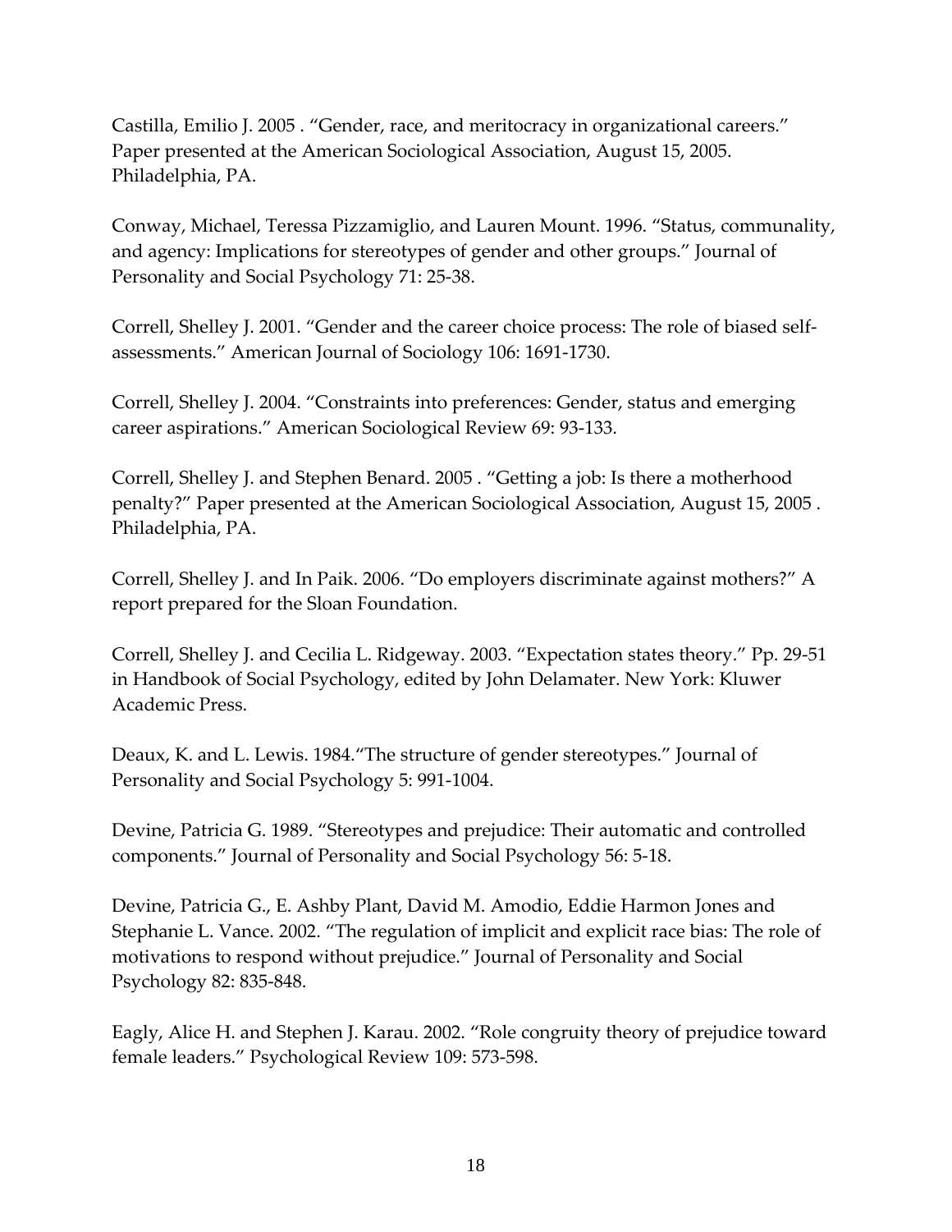Castilla, Emilio J. 2005 . "Gender, race, and meritocracy in organizational careers." Paper presented at the American Sociological Association, August 15, 2005. Philadelphia, PA.

Conway, Michael, Teressa Pizzamiglio, and Lauren Mount. 1996. "Status, communality, and agency: Implications for stereotypes of gender and other groups." Journal of Personality and Social Psychology 71: 25-38.

Correll, Shelley J. 2001. "Gender and the career choice process: The role of biased self-assessments." American Journal of Sociology 106: 1691-1730.

Correll, Shelley J. 2004. "Constraints into preferences: Gender, status and emerging career aspirations." American Sociological Review 69: 93-133.

Correll, Shelley J. and Stephen Benard. 2005 . "Getting a job: Is there a motherhood penalty?" Paper presented at the American Sociological Association, August 15, 2005 . Philadelphia, PA.

Correll, Shelley J. and In Paik. 2006. "Do employers discriminate against mothers?" A report prepared for the Sloan Foundation.

Correll, Shelley J. and Cecilia L. Ridgeway. 2003. "Expectation states theory." Pp. 29-51 in Handbook of Social Psychology, edited by John Delamater. New York: Kluwer Academic Press.

Deaux, K. and L. Lewis. 1984."The structure of gender stereotypes." Journal of Personality and Social Psychology 5: 991-1004.

Devine, Patricia G. 1989. "Stereotypes and prejudice: Their automatic and controlled components." Journal of Personality and Social Psychology 56: 5-18.

Devine, Patricia G., E. Ashby Plant, David M. Amodio, Eddie Harmon Jones and Stephanie L. Vance. 2002. "The regulation of implicit and explicit race bias: The role of motivations to respond without prejudice." Journal of Personality and Social Psychology 82: 835-848.

Eagly, Alice H. and Stephen J. Karau. 2002. "Role congruity theory of prejudice toward female leaders." Psychological Review 109: 573-598.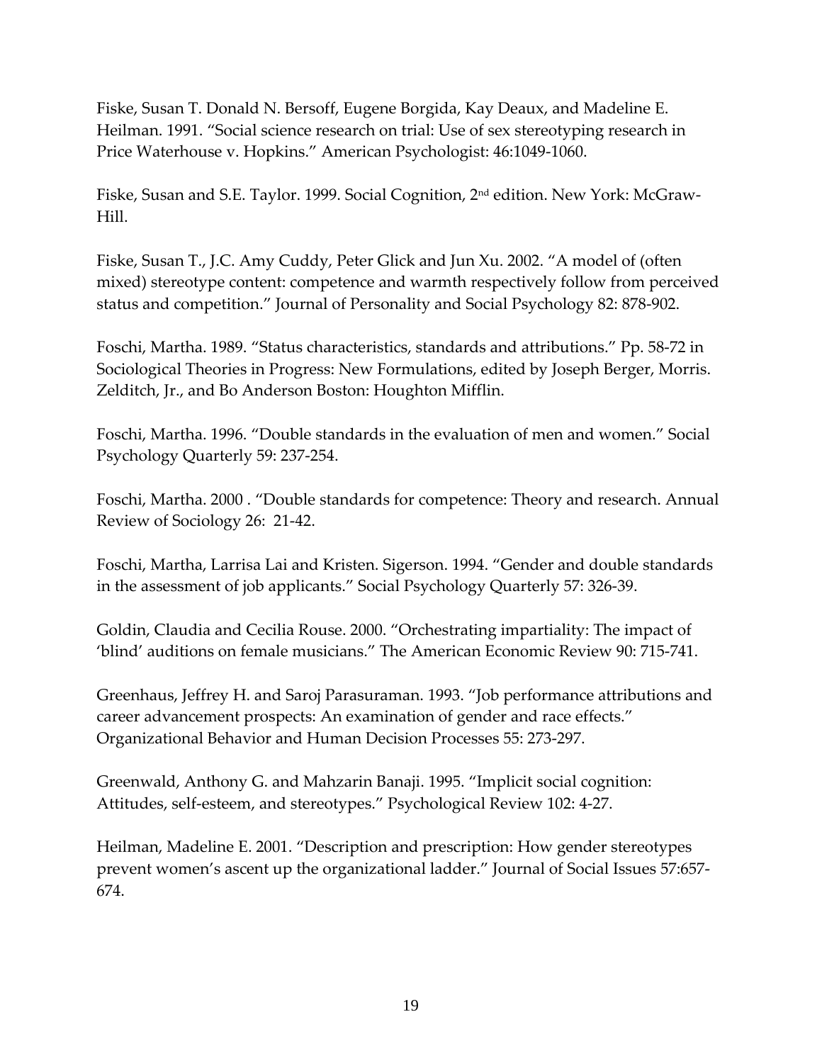Fiske, Susan T. Donald N. Bersoff, Eugene Borgida, Kay Deaux, and Madeline E. Heilman. 1991. "Social science research on trial: Use of sex stereotyping research in Price Waterhouse v. Hopkins." American Psychologist: 46:1049-1060.

Fiske, Susan and S.E. Taylor. 1999. Social Cognition, 2nd edition. New York: McGraw-Hill.

Fiske, Susan T., J.C. Amy Cuddy, Peter Glick and Jun Xu. 2002. "A model of (often mixed) stereotype content: competence and warmth respectively follow from perceived status and competition." Journal of Personality and Social Psychology 82: 878-902.

Foschi, Martha. 1989. "Status characteristics, standards and attributions." Pp. 58-72 in Sociological Theories in Progress: New Formulations, edited by Joseph Berger, Morris. Zelditch, Jr., and Bo Anderson Boston: Houghton Mifflin.

Foschi, Martha. 1996. "Double standards in the evaluation of men and women." Social Psychology Quarterly 59: 237-254.

Foschi, Martha. 2000 . "Double standards for competence: Theory and research. Annual Review of Sociology 26: 21-42.

Foschi, Martha, Larrisa Lai and Kristen. Sigerson. 1994. "Gender and double standards in the assessment of job applicants." Social Psychology Quarterly 57: 326-39.

Goldin, Claudia and Cecilia Rouse. 2000. "Orchestrating impartiality: The impact of 'blind' auditions on female musicians." The American Economic Review 90: 715-741.

Greenhaus, Jeffrey H. and Saroj Parasuraman. 1993. "Job performance attributions and career advancement prospects: An examination of gender and race effects." Organizational Behavior and Human Decision Processes 55: 273-297.

Greenwald, Anthony G. and Mahzarin Banaji. 1995. "Implicit social cognition: Attitudes, self-esteem, and stereotypes." Psychological Review 102: 4-27.

Heilman, Madeline E. 2001. "Description and prescription: How gender stereotypes prevent women's ascent up the organizational ladder." Journal of Social Issues 57:657-674.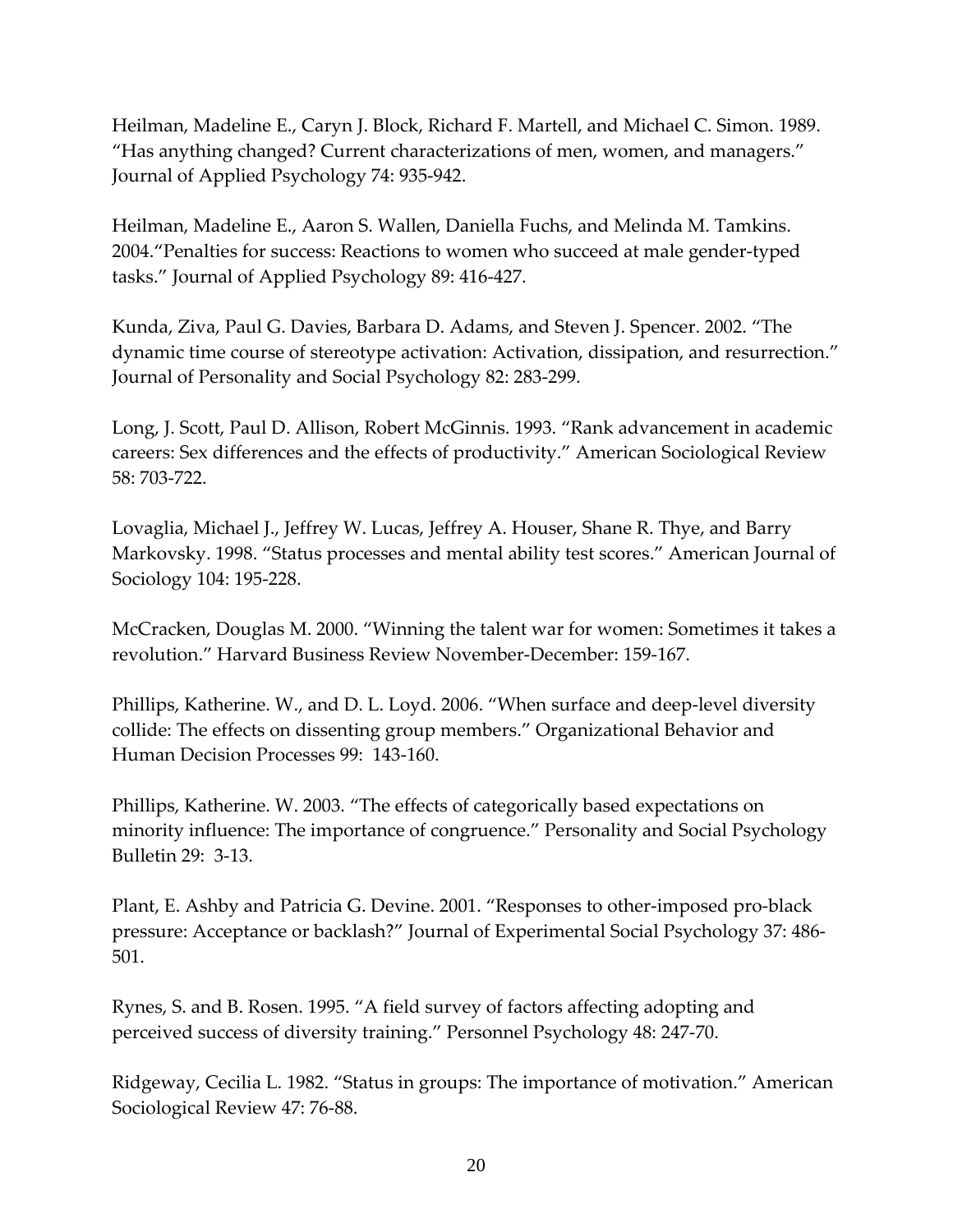Heilman, Madeline E., Caryn J. Block, Richard F. Martell, and Michael C. Simon. 1989. "Has anything changed? Current characterizations of men, women, and managers." Journal of Applied Psychology 74: 935-942.

Heilman, Madeline E., Aaron S. Wallen, Daniella Fuchs, and Melinda M. Tamkins. 2004."Penalties for success: Reactions to women who succeed at male gender-typed tasks." Journal of Applied Psychology 89: 416-427.

Kunda, Ziva, Paul G. Davies, Barbara D. Adams, and Steven J. Spencer. 2002. "The dynamic time course of stereotype activation: Activation, dissipation, and resurrection." Journal of Personality and Social Psychology 82: 283-299.

Long, J. Scott, Paul D. Allison, Robert McGinnis. 1993. "Rank advancement in academic careers: Sex differences and the effects of productivity." American Sociological Review 58: 703-722.

Lovaglia, Michael J., Jeffrey W. Lucas, Jeffrey A. Houser, Shane R. Thye, and Barry Markovsky. 1998. "Status processes and mental ability test scores." American Journal of Sociology 104: 195-228.

McCracken, Douglas M. 2000. "Winning the talent war for women: Sometimes it takes a revolution." Harvard Business Review November-December: 159-167.

Phillips, Katherine. W., and D. L. Loyd. 2006. "When surface and deep-level diversity collide: The effects on dissenting group members." Organizational Behavior and Human Decision Processes 99: 143-160.

Phillips, Katherine. W. 2003. "The effects of categorically based expectations on minority influence: The importance of congruence." Personality and Social Psychology Bulletin 29: 3-13.

Plant, E. Ashby and Patricia G. Devine. 2001. "Responses to other-imposed pro-black pressure: Acceptance or backlash?" Journal of Experimental Social Psychology 37: 486-501.

Rynes, S. and B. Rosen. 1995. "A field survey of factors affecting adopting and perceived success of diversity training." Personnel Psychology 48: 247-70.

Ridgeway, Cecilia L. 1982. "Status in groups: The importance of motivation." American Sociological Review 47: 76-88.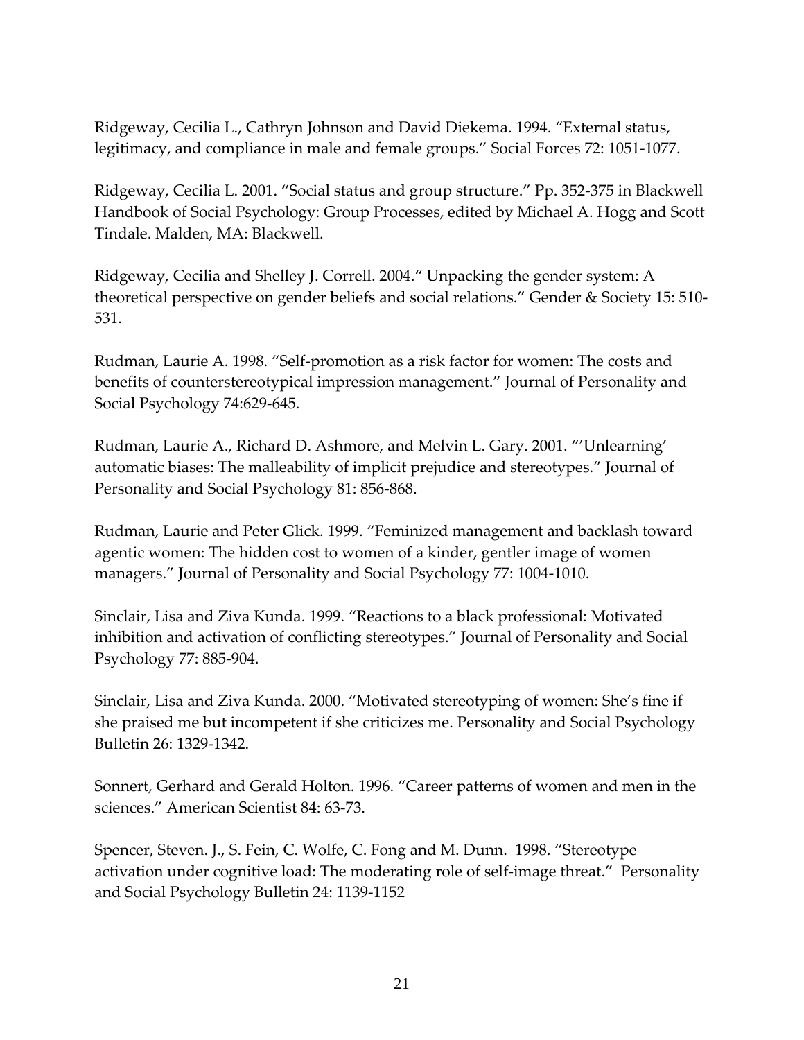Ridgeway, Cecilia L., Cathryn Johnson and David Diekema. 1994. "External status, legitimacy, and compliance in male and female groups." Social Forces 72: 1051-1077.

Ridgeway, Cecilia L. 2001. "Social status and group structure." Pp. 352-375 in Blackwell Handbook of Social Psychology: Group Processes, edited by Michael A. Hogg and Scott Tindale. Malden, MA: Blackwell.

Ridgeway, Cecilia and Shelley J. Correll. 2004." Unpacking the gender system: A theoretical perspective on gender beliefs and social relations." Gender & Society 15: 510-531.

Rudman, Laurie A. 1998. "Self-promotion as a risk factor for women: The costs and benefits of counterstereotypical impression management." Journal of Personality and Social Psychology 74:629-645.

Rudman, Laurie A., Richard D. Ashmore, and Melvin L. Gary. 2001. "'Unlearning' automatic biases: The malleability of implicit prejudice and stereotypes." Journal of Personality and Social Psychology 81: 856-868.

Rudman, Laurie and Peter Glick. 1999. "Feminized management and backlash toward agentic women: The hidden cost to women of a kinder, gentler image of women managers." Journal of Personality and Social Psychology 77: 1004-1010.

Sinclair, Lisa and Ziva Kunda. 1999. "Reactions to a black professional: Motivated inhibition and activation of conflicting stereotypes." Journal of Personality and Social Psychology 77: 885-904.

Sinclair, Lisa and Ziva Kunda. 2000. "Motivated stereotyping of women: She's fine if she praised me but incompetent if she criticizes me. Personality and Social Psychology Bulletin 26: 1329-1342.

Sonnert, Gerhard and Gerald Holton. 1996. "Career patterns of women and men in the sciences." American Scientist 84: 63-73.

Spencer, Steven. J., S. Fein, C. Wolfe, C. Fong and M. Dunn. 1998. "Stereotype activation under cognitive load: The moderating role of self-image threat." Personality and Social Psychology Bulletin 24: 1139-1152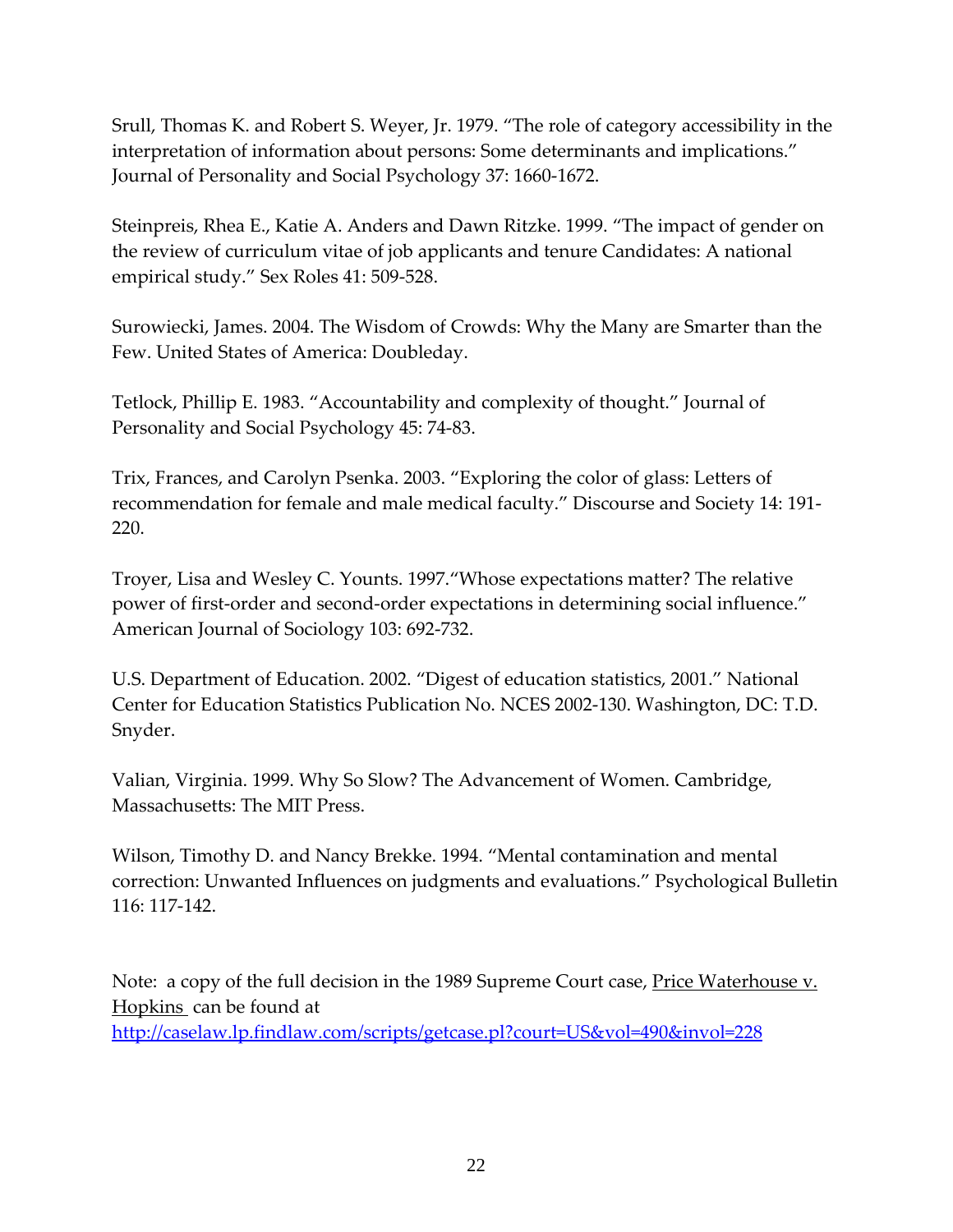Srull, Thomas K. and Robert S. Weyer, Jr. 1979. "The role of category accessibility in the interpretation of information about persons: Some determinants and implications." Journal of Personality and Social Psychology 37: 1660-1672.

Steinpreis, Rhea E., Katie A. Anders and Dawn Ritzke. 1999. "The impact of gender on the review of curriculum vitae of job applicants and tenure Candidates: A national empirical study." Sex Roles 41: 509-528.

Surowiecki, James. 2004. The Wisdom of Crowds: Why the Many are Smarter than the Few. United States of America: Doubleday.

Tetlock, Phillip E. 1983. "Accountability and complexity of thought." Journal of Personality and Social Psychology 45: 74-83.

Trix, Frances, and Carolyn Psenka. 2003. "Exploring the color of glass: Letters of recommendation for female and male medical faculty." Discourse and Society 14: 191-220.

Troyer, Lisa and Wesley C. Younts. 1997."Whose expectations matter? The relative power of first-order and second-order expectations in determining social influence." American Journal of Sociology 103: 692-732.

U.S. Department of Education. 2002. "Digest of education statistics, 2001." National Center for Education Statistics Publication No. NCES 2002-130. Washington, DC: T.D. Snyder.

Valian, Virginia. 1999. Why So Slow? The Advancement of Women. Cambridge, Massachusetts: The MIT Press.

Wilson, Timothy D. and Nancy Brekke. 1994. "Mental contamination and mental correction: Unwanted Influences on judgments and evaluations." Psychological Bulletin 116: 117-142.

Note: a copy of the full decision in the 1989 Supreme Court case, Price Waterhouse v. Hopkins can be found at http://caselaw.lp.findlaw.com/scripts/getcase.pl?court=US&vol=490&invol=228